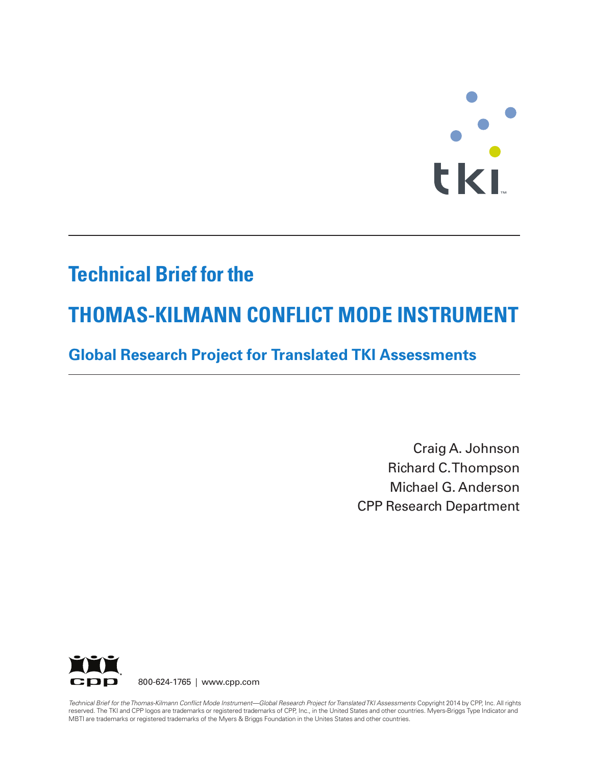# Technical Brief for the

# THOMAS-KILMANN CONFLICT MODE INSTRUMENT

## Global Research Project for Translated TKI Assessments

Craig A. Johnson
Richard C. Thompson
Michael G. Anderson
CPP Research Department

800-624-1765 | www.cpp.com

*Technical Brief for the Thomas-Kilmann Conflict Mode Instrument—Global Research Project for Translated TKI Assessments* Copyright 2014 by CPP, Inc. All rights reserved. The TKI and CPP logos are trademarks or registered trademarks of CPP, Inc., in the United States and other countries. Myers-Briggs Type Indicator and MBTI are trademarks or registered trademarks of the Myers & Briggs Foundation in the Unites States and other countries.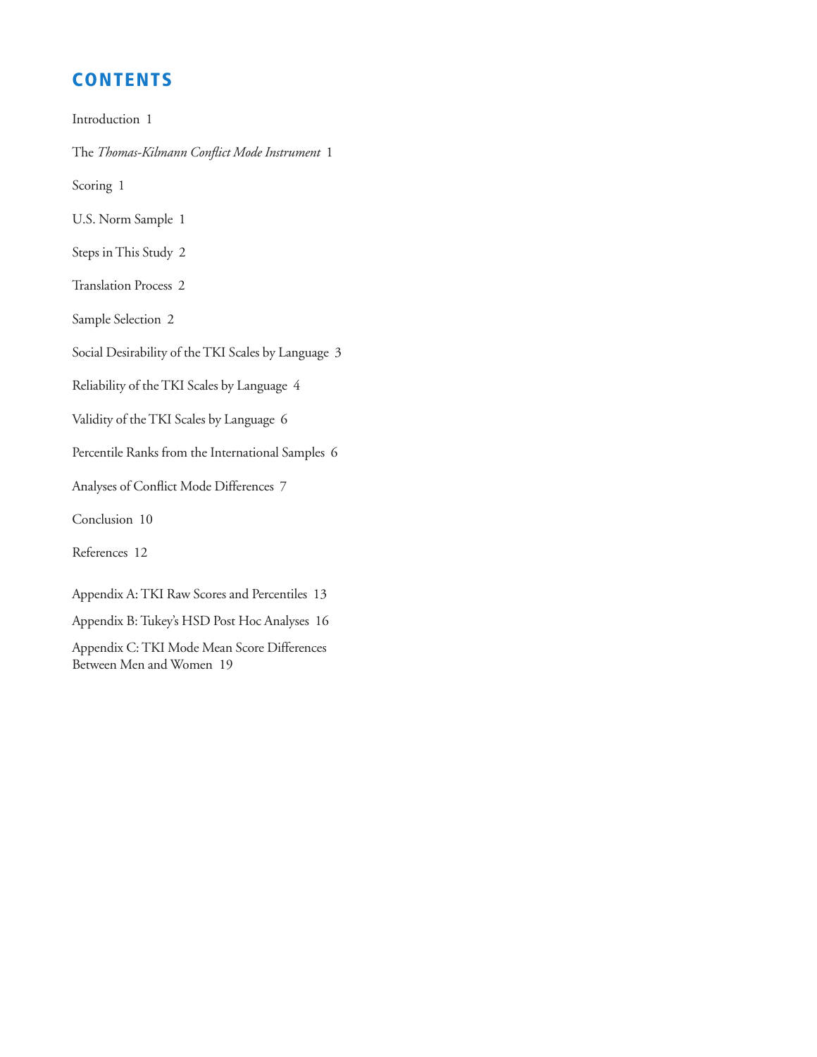# CONTENTS

Introduction 1

The *Thomas-Kilmann Conflict Mode Instrument* 1

Scoring 1

U.S. Norm Sample 1

Steps in This Study 2

Translation Process 2

Sample Selection 2

Social Desirability of the TKI Scales by Language 3

Reliability of the TKI Scales by Language 4

Validity of the TKI Scales by Language 6

Percentile Ranks from the International Samples 6

Analyses of Conflict Mode Differences 7

Conclusion 10

References 12

Appendix A: TKI Raw Scores and Percentiles 13

Appendix B: Tukey's HSD Post Hoc Analyses 16

Appendix C: TKI Mode Mean Score Differences Between Men and Women 19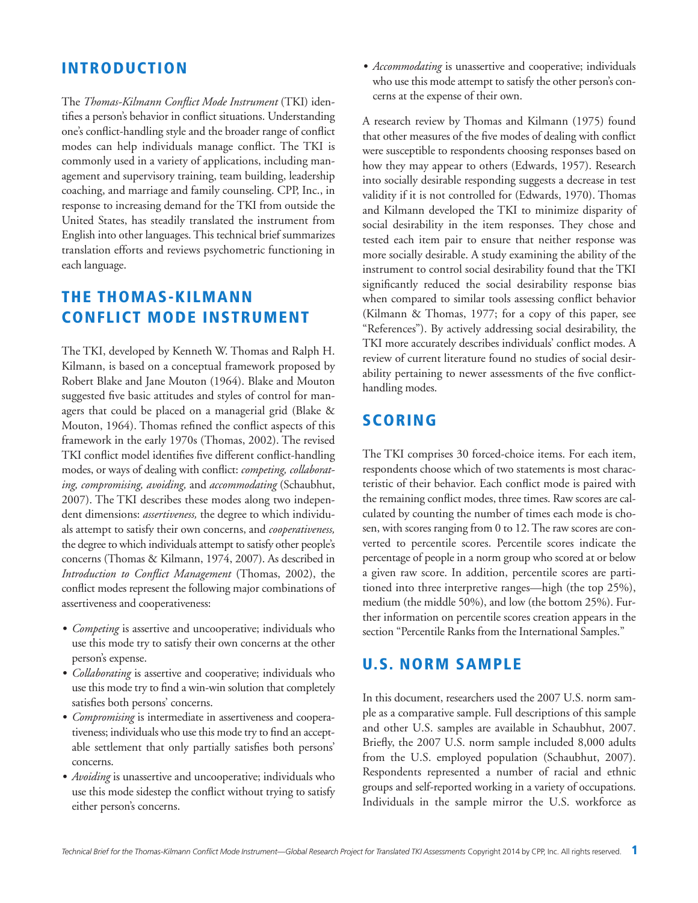## INTRODUCTION

The *Thomas-Kilmann Conflict Mode Instrument* (TKI) identifies a person's behavior in conflict situations. Understanding one's conflict-handling style and the broader range of conflict modes can help individuals manage conflict. The TKI is commonly used in a variety of applications, including management and supervisory training, team building, leadership coaching, and marriage and family counseling. CPP, Inc., in response to increasing demand for the TKI from outside the United States, has steadily translated the instrument from English into other languages. This technical brief summarizes translation efforts and reviews psychometric functioning in each language.

## THE THOMAS-KILMANN CONFLICT MODE INSTRUMENT

The TKI, developed by Kenneth W. Thomas and Ralph H. Kilmann, is based on a conceptual framework proposed by Robert Blake and Jane Mouton (1964). Blake and Mouton suggested five basic attitudes and styles of control for managers that could be placed on a managerial grid (Blake & Mouton, 1964). Thomas refined the conflict aspects of this framework in the early 1970s (Thomas, 2002). The revised TKI conflict model identifies five different conflict-handling modes, or ways of dealing with conflict: *competing, collaborating, compromising, avoiding,* and *accommodating* (Schaubhut, 2007). The TKI describes these modes along two independent dimensions: *assertiveness,* the degree to which individuals attempt to satisfy their own concerns, and *cooperativeness,* the degree to which individuals attempt to satisfy other people's concerns (Thomas & Kilmann, 1974, 2007). As described in *Introduction to Conflict Management* (Thomas, 2002), the conflict modes represent the following major combinations of assertiveness and cooperativeness:

- *Competing* is assertive and uncooperative; individuals who use this mode try to satisfy their own concerns at the other person's expense.
- *Collaborating* is assertive and cooperative; individuals who use this mode try to find a win-win solution that completely satisfies both persons' concerns.
- *Compromising* is intermediate in assertiveness and cooperativeness; individuals who use this mode try to find an acceptable settlement that only partially satisfies both persons' concerns.
- *Avoiding* is unassertive and uncooperative; individuals who use this mode sidestep the conflict without trying to satisfy either person's concerns.
- *Accommodating* is unassertive and cooperative; individuals who use this mode attempt to satisfy the other person's concerns at the expense of their own.

A research review by Thomas and Kilmann (1975) found that other measures of the five modes of dealing with conflict were susceptible to respondents choosing responses based on how they may appear to others (Edwards, 1957). Research into socially desirable responding suggests a decrease in test validity if it is not controlled for (Edwards, 1970). Thomas and Kilmann developed the TKI to minimize disparity of social desirability in the item responses. They chose and tested each item pair to ensure that neither response was more socially desirable. A study examining the ability of the instrument to control social desirability found that the TKI significantly reduced the social desirability response bias when compared to similar tools assessing conflict behavior (Kilmann & Thomas, 1977; for a copy of this paper, see "References"). By actively addressing social desirability, the TKI more accurately describes individuals' conflict modes. A review of current literature found no studies of social desirability pertaining to newer assessments of the five conflict-handling modes.

## SCORING

The TKI comprises 30 forced-choice items. For each item, respondents choose which of two statements is most characteristic of their behavior. Each conflict mode is paired with the remaining conflict modes, three times. Raw scores are calculated by counting the number of times each mode is chosen, with scores ranging from 0 to 12. The raw scores are converted to percentile scores. Percentile scores indicate the percentage of people in a norm group who scored at or below a given raw score. In addition, percentile scores are partitioned into three interpretive ranges—high (the top 25%), medium (the middle 50%), and low (the bottom 25%). Further information on percentile scores creation appears in the section "Percentile Ranks from the International Samples."

## U.S. NORM SAMPLE

In this document, researchers used the 2007 U.S. norm sample as a comparative sample. Full descriptions of this sample and other U.S. samples are available in Schaubhut, 2007. Briefly, the 2007 U.S. norm sample included 8,000 adults from the U.S. employed population (Schaubhut, 2007). Respondents represented a number of racial and ethnic groups and self-reported working in a variety of occupations. Individuals in the sample mirror the U.S. workforce as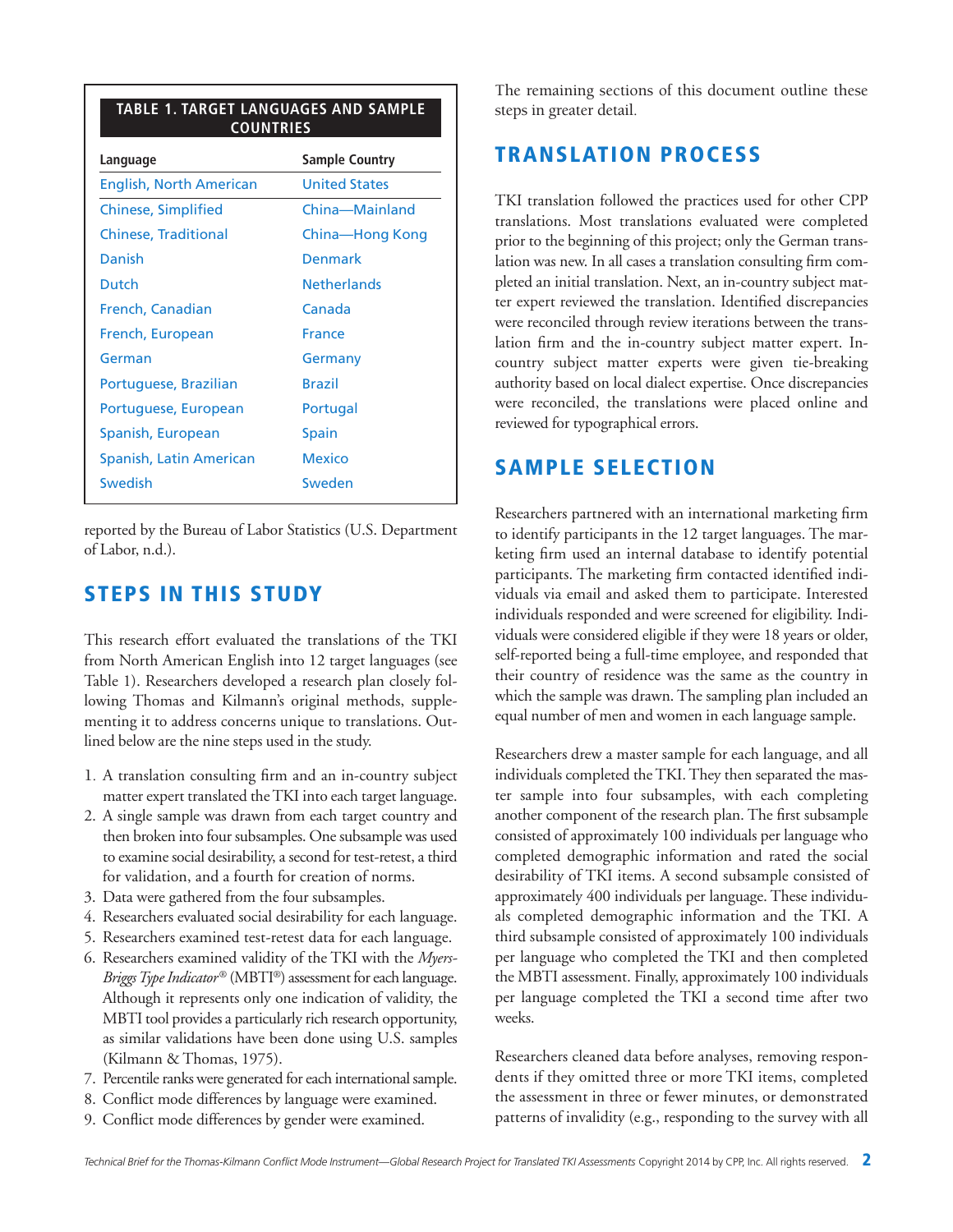**TABLE 1. TARGET LANGUAGES AND SAMPLE COUNTRIES**

| Language | Sample Country |
|---|---|
| English, North American | United States |
| Chinese, Simplified | China—Mainland |
| Chinese, Traditional | China—Hong Kong |
| Danish | Denmark |
| Dutch | Netherlands |
| French, Canadian | Canada |
| French, European | France |
| German | Germany |
| Portuguese, Brazilian | Brazil |
| Portuguese, European | Portugal |
| Spanish, European | Spain |
| Spanish, Latin American | Mexico |
| Swedish | Sweden |

reported by the Bureau of Labor Statistics (U.S. Department of Labor, n.d.).

## STEPS IN THIS STUDY

This research effort evaluated the translations of the TKI from North American English into 12 target languages (see Table 1). Researchers developed a research plan closely following Thomas and Kilmann's original methods, supplementing it to address concerns unique to translations. Outlined below are the nine steps used in the study.

1. A translation consulting firm and an in-country subject matter expert translated the TKI into each target language.
2. A single sample was drawn from each target country and then broken into four subsamples. One subsample was used to examine social desirability, a second for test-retest, a third for validation, and a fourth for creation of norms.
3. Data were gathered from the four subsamples.
4. Researchers evaluated social desirability for each language.
5. Researchers examined test-retest data for each language.
6. Researchers examined validity of the TKI with the *Myers-Briggs Type Indicator*® (MBTI®) assessment for each language. Although it represents only one indication of validity, the MBTI tool provides a particularly rich research opportunity, as similar validations have been done using U.S. samples (Kilmann & Thomas, 1975).
7. Percentile ranks were generated for each international sample.
8. Conflict mode differences by language were examined.
9. Conflict mode differences by gender were examined.

The remaining sections of this document outline these steps in greater detail.

## TRANSLATION PROCESS

TKI translation followed the practices used for other CPP translations. Most translations evaluated were completed prior to the beginning of this project; only the German translation was new. In all cases a translation consulting firm completed an initial translation. Next, an in-country subject matter expert reviewed the translation. Identified discrepancies were reconciled through review iterations between the translation firm and the in-country subject matter expert. In-country subject matter experts were given tie-breaking authority based on local dialect expertise. Once discrepancies were reconciled, the translations were placed online and reviewed for typographical errors.

## SAMPLE SELECTION

Researchers partnered with an international marketing firm to identify participants in the 12 target languages. The marketing firm used an internal database to identify potential participants. The marketing firm contacted identified individuals via email and asked them to participate. Interested individuals responded and were screened for eligibility. Individuals were considered eligible if they were 18 years or older, self-reported being a full-time employee, and responded that their country of residence was the same as the country in which the sample was drawn. The sampling plan included an equal number of men and women in each language sample.

Researchers drew a master sample for each language, and all individuals completed the TKI. They then separated the master sample into four subsamples, with each completing another component of the research plan. The first subsample consisted of approximately 100 individuals per language who completed demographic information and rated the social desirability of TKI items. A second subsample consisted of approximately 400 individuals per language. These individuals completed demographic information and the TKI. A third subsample consisted of approximately 100 individuals per language who completed the TKI and then completed the MBTI assessment. Finally, approximately 100 individuals per language completed the TKI a second time after two weeks.

Researchers cleaned data before analyses, removing respondents if they omitted three or more TKI items, completed the assessment in three or fewer minutes, or demonstrated patterns of invalidity (e.g., responding to the survey with all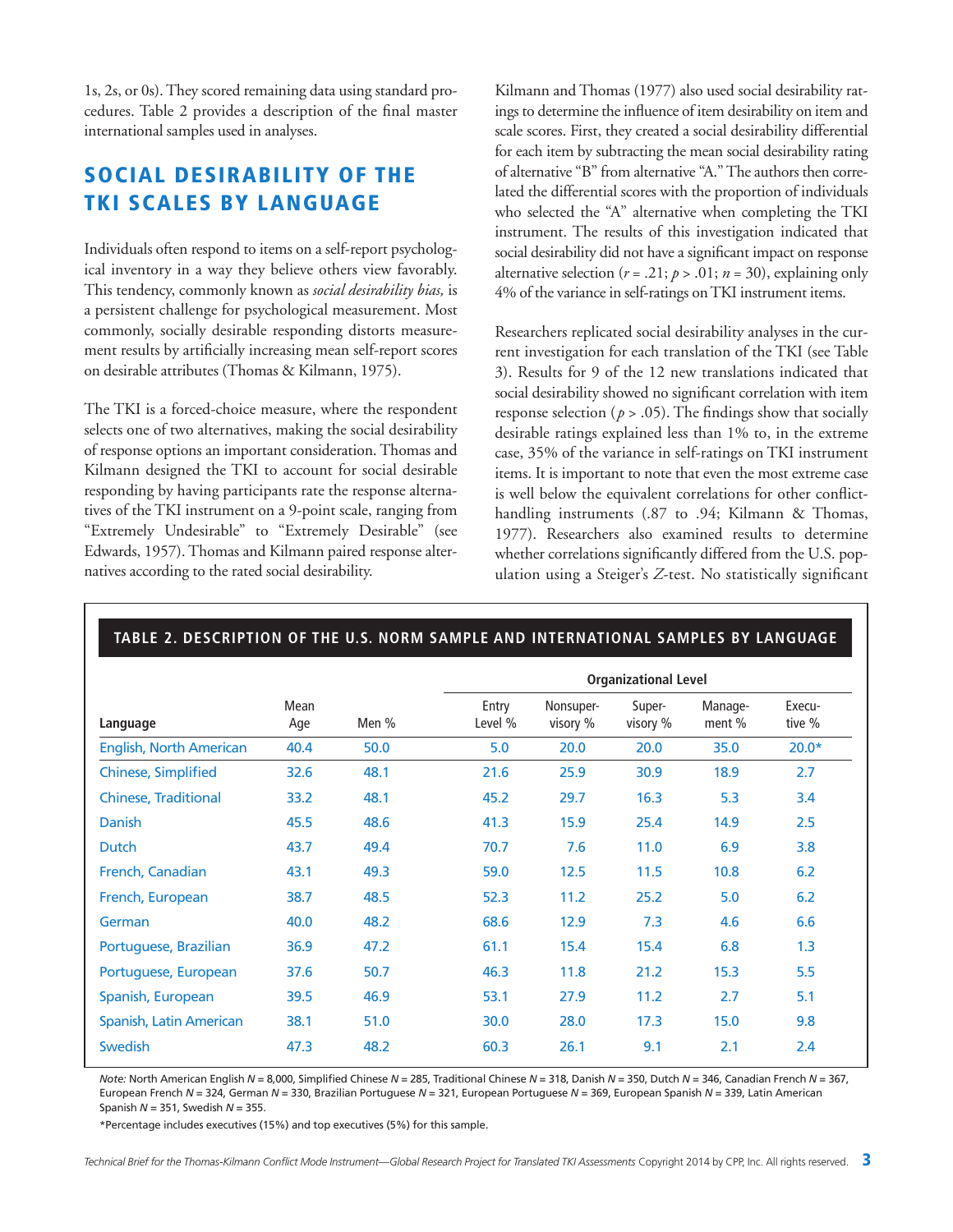1s, 2s, or 0s). They scored remaining data using standard procedures. Table 2 provides a description of the final master international samples used in analyses.

## SOCIAL DESIRABILITY OF THE TKI SCALES BY LANGUAGE

Individuals often respond to items on a self-report psychological inventory in a way they believe others view favorably. This tendency, commonly known as *social desirability bias,* is a persistent challenge for psychological measurement. Most commonly, socially desirable responding distorts measurement results by artificially increasing mean self-report scores on desirable attributes (Thomas & Kilmann, 1975).

The TKI is a forced-choice measure, where the respondent selects one of two alternatives, making the social desirability of response options an important consideration. Thomas and Kilmann designed the TKI to account for social desirable responding by having participants rate the response alternatives of the TKI instrument on a 9-point scale, ranging from "Extremely Undesirable" to "Extremely Desirable" (see Edwards, 1957). Thomas and Kilmann paired response alternatives according to the rated social desirability.

Kilmann and Thomas (1977) also used social desirability ratings to determine the influence of item desirability on item and scale scores. First, they created a social desirability differential for each item by subtracting the mean social desirability rating of alternative "B" from alternative "A." The authors then correlated the differential scores with the proportion of individuals who selected the "A" alternative when completing the TKI instrument. The results of this investigation indicated that social desirability did not have a significant impact on response alternative selection ($r = .21$; $p > .01$; $n = 30$), explaining only 4% of the variance in self-ratings on TKI instrument items.

Researchers replicated social desirability analyses in the current investigation for each translation of the TKI (see Table 3). Results for 9 of the 12 new translations indicated that social desirability showed no significant correlation with item response selection ($p > .05$). The findings show that socially desirable ratings explained less than 1% to, in the extreme case, 35% of the variance in self-ratings on TKI instrument items. It is important to note that even the most extreme case is well below the equivalent correlations for other conflict-handling instruments (.87 to .94; Kilmann & Thomas, 1977). Researchers also examined results to determine whether correlations significantly differed from the U.S. population using a Steiger's *Z*-test. No statistically significant

**TABLE 2. DESCRIPTION OF THE U.S. NORM SAMPLE AND INTERNATIONAL SAMPLES BY LANGUAGE**

| | | | Organizational Level | | | | |
|---|---|---|---|---|---|---|---|
| Language | Mean Age | Men % | Entry Level % | Nonsupervisory % | Supervisory % | Management % | Executive % |
| English, North American | 40.4 | 50.0 | 5.0 | 20.0 | 20.0 | 35.0 | 20.0* |
| Chinese, Simplified | 32.6 | 48.1 | 21.6 | 25.9 | 30.9 | 18.9 | 2.7 |
| Chinese, Traditional | 33.2 | 48.1 | 45.2 | 29.7 | 16.3 | 5.3 | 3.4 |
| Danish | 45.5 | 48.6 | 41.3 | 15.9 | 25.4 | 14.9 | 2.5 |
| Dutch | 43.7 | 49.4 | 70.7 | 7.6 | 11.0 | 6.9 | 3.8 |
| French, Canadian | 43.1 | 49.3 | 59.0 | 12.5 | 11.5 | 10.8 | 6.2 |
| French, European | 38.7 | 48.5 | 52.3 | 11.2 | 25.2 | 5.0 | 6.2 |
| German | 40.0 | 48.2 | 68.6 | 12.9 | 7.3 | 4.6 | 6.6 |
| Portuguese, Brazilian | 36.9 | 47.2 | 61.1 | 15.4 | 15.4 | 6.8 | 1.3 |
| Portuguese, European | 37.6 | 50.7 | 46.3 | 11.8 | 21.2 | 15.3 | 5.5 |
| Spanish, European | 39.5 | 46.9 | 53.1 | 27.9 | 11.2 | 2.7 | 5.1 |
| Spanish, Latin American | 38.1 | 51.0 | 30.0 | 28.0 | 17.3 | 15.0 | 9.8 |
| Swedish | 47.3 | 48.2 | 60.3 | 26.1 | 9.1 | 2.1 | 2.4 |

*Note:* North American English $N$ = 8,000, Simplified Chinese $N$ = 285, Traditional Chinese $N$ = 318, Danish $N$ = 350, Dutch $N$ = 346, Canadian French $N$ = 367, European French $N$ = 324, German $N$ = 330, Brazilian Portuguese $N$ = 321, European Portuguese $N$ = 369, European Spanish $N$ = 339, Latin American Spanish $N$ = 351, Swedish $N$ = 355.

*Percentage includes executives (15%) and top executives (5%) for this sample.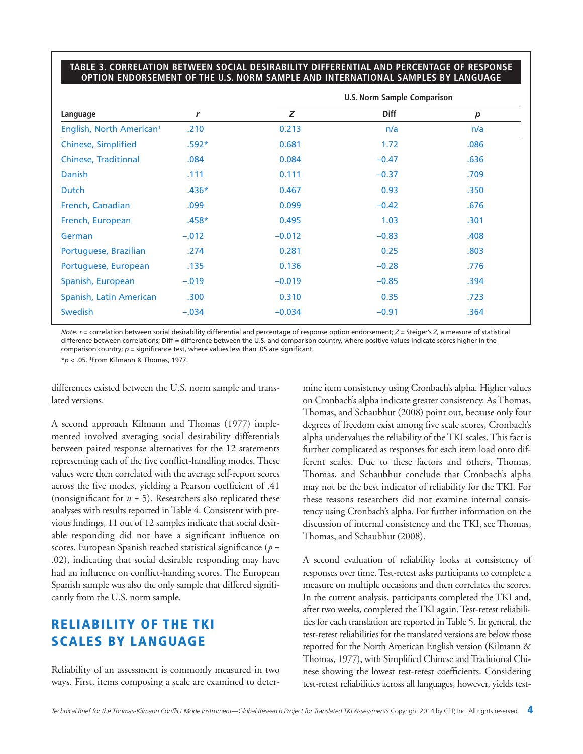**TABLE 3. CORRELATION BETWEEN SOCIAL DESIRABILITY DIFFERENTIAL AND PERCENTAGE OF RESPONSE OPTION ENDORSEMENT OF THE U.S. NORM SAMPLE AND INTERNATIONAL SAMPLES BY LANGUAGE**

| | | U.S. Norm Sample Comparison | | |
|---|---|---|---|---|
| Language | *r* | *Z* | Diff | *p* |
| English, North American[1] | .210 | 0.213 | n/a | n/a |
| Chinese, Simplified | .592* | 0.681 | 1.72 | .086 |
| Chinese, Traditional | .084 | 0.084 | −0.47 | .636 |
| Danish | .111 | 0.111 | −0.37 | .709 |
| Dutch | .436* | 0.467 | 0.93 | .350 |
| French, Canadian | .099 | 0.099 | −0.42 | .676 |
| French, European | .458* | 0.495 | 1.03 | .301 |
| German | −.012 | −0.012 | −0.83 | .408 |
| Portuguese, Brazilian | .274 | 0.281 | 0.25 | .803 |
| Portuguese, European | .135 | 0.136 | −0.28 | .776 |
| Spanish, European | −.019 | −0.019 | −0.85 | .394 |
| Spanish, Latin American | .300 | 0.310 | 0.35 | .723 |
| Swedish | −.034 | −0.034 | −0.91 | .364 |

*Note:* $r$ = correlation between social desirability differential and percentage of response option endorsement; $Z$ = Steiger's $Z$, a measure of statistical difference between correlations; Diff = difference between the U.S. and comparison country, where positive values indicate scores higher in the comparison country; $p$ = significance test, where values less than .05 are significant.

$^*p < .05$. [1]From Kilmann & Thomas, 1977.

differences existed between the U.S. norm sample and translated versions.

A second approach Kilmann and Thomas (1977) implemented involved averaging social desirability differentials between paired response alternatives for the 12 statements representing each of the five conflict-handling modes. These values were then correlated with the average self-report scores across the five modes, yielding a Pearson coefficient of .41 (nonsignificant for $n = 5$). Researchers also replicated these analyses with results reported in Table 4. Consistent with previous findings, 11 out of 12 samples indicate that social desirable responding did not have a significant influence on scores. European Spanish reached statistical significance ($p = .02$), indicating that social desirable responding may have had an influence on conflict-handing scores. The European Spanish sample was also the only sample that differed significantly from the U.S. norm sample.

## RELIABILITY OF THE TKI SCALES BY LANGUAGE

Reliability of an assessment is commonly measured in two ways. First, items composing a scale are examined to determine item consistency using Cronbach's alpha. Higher values on Cronbach's alpha indicate greater consistency. As Thomas, Thomas, and Schaubhut (2008) point out, because only four degrees of freedom exist among five scale scores, Cronbach's alpha undervalues the reliability of the TKI scales. This fact is further complicated as responses for each item load onto different scales. Due to these factors and others, Thomas, Thomas, and Schaubhut conclude that Cronbach's alpha may not be the best indicator of reliability for the TKI. For these reasons researchers did not examine internal consistency using Cronbach's alpha. For further information on the discussion of internal consistency and the TKI, see Thomas, Thomas, and Schaubhut (2008).

A second evaluation of reliability looks at consistency of responses over time. Test-retest asks participants to complete a measure on multiple occasions and then correlates the scores. In the current analysis, participants completed the TKI and, after two weeks, completed the TKI again. Test-retest reliabilities for each translation are reported in Table 5. In general, the test-retest reliabilities for the translated versions are below those reported for the North American English version (Kilmann & Thomas, 1977), with Simplified Chinese and Traditional Chinese showing the lowest test-retest coefficients. Considering test-retest reliabilities across all languages, however, yields test-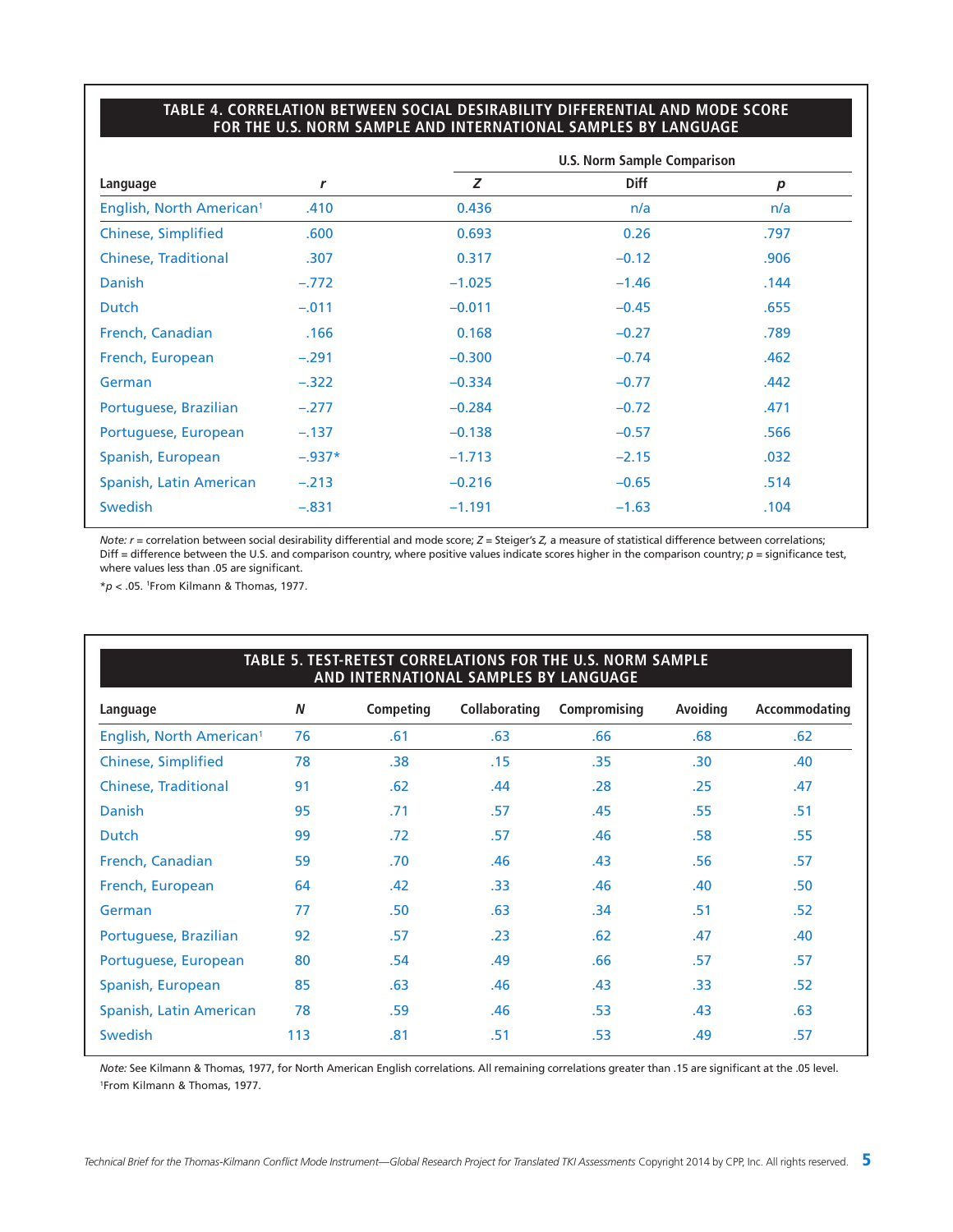**TABLE 4. CORRELATION BETWEEN SOCIAL DESIRABILITY DIFFERENTIAL AND MODE SCORE FOR THE U.S. NORM SAMPLE AND INTERNATIONAL SAMPLES BY LANGUAGE**

| | | U.S. Norm Sample Comparison | | |
|---|---|---|---|---|
| Language | $r$ | $Z$ | Diff | $p$ |
| English, North American[1] | .410 | 0.436 | n/a | n/a |
| Chinese, Simplified | .600 | 0.693 | 0.26 | .797 |
| Chinese, Traditional | .307 | 0.317 | −0.12 | .906 |
| Danish | −.772 | −1.025 | −1.46 | .144 |
| Dutch | −.011 | −0.011 | −0.45 | .655 |
| French, Canadian | .166 | 0.168 | −0.27 | .789 |
| French, European | −.291 | −0.300 | −0.74 | .462 |
| German | −.322 | −0.334 | −0.77 | .442 |
| Portuguese, Brazilian | −.277 | −0.284 | −0.72 | .471 |
| Portuguese, European | −.137 | −0.138 | −0.57 | .566 |
| Spanish, European | −.937* | −1.713 | −2.15 | .032 |
| Spanish, Latin American | −.213 | −0.216 | −0.65 | .514 |
| Swedish | −.831 | −1.191 | −1.63 | .104 |

*Note:* $r$ = correlation between social desirability differential and mode score; $Z$ = Steiger's $Z$, a measure of statistical difference between correlations; Diff = difference between the U.S. and comparison country, where positive values indicate scores higher in the comparison country; $p$ = significance test, where values less than .05 are significant.

*$p < .05$. [1]From Kilmann & Thomas, 1977.

**TABLE 5. TEST-RETEST CORRELATIONS FOR THE U.S. NORM SAMPLE AND INTERNATIONAL SAMPLES BY LANGUAGE**

| Language | $N$ | Competing | Collaborating | Compromising | Avoiding | Accommodating |
|---|---|---|---|---|---|---|
| English, North American[1] | 76 | .61 | .63 | .66 | .68 | .62 |
| Chinese, Simplified | 78 | .38 | .15 | .35 | .30 | .40 |
| Chinese, Traditional | 91 | .62 | .44 | .28 | .25 | .47 |
| Danish | 95 | .71 | .57 | .45 | .55 | .51 |
| Dutch | 99 | .72 | .57 | .46 | .58 | .55 |
| French, Canadian | 59 | .70 | .46 | .43 | .56 | .57 |
| French, European | 64 | .42 | .33 | .46 | .40 | .50 |
| German | 77 | .50 | .63 | .34 | .51 | .52 |
| Portuguese, Brazilian | 92 | .57 | .23 | .62 | .47 | .40 |
| Portuguese, European | 80 | .54 | .49 | .66 | .57 | .57 |
| Spanish, European | 85 | .63 | .46 | .43 | .33 | .52 |
| Spanish, Latin American | 78 | .59 | .46 | .53 | .43 | .63 |
| Swedish | 113 | .81 | .51 | .53 | .49 | .57 |

*Note:* See Kilmann & Thomas, 1977, for North American English correlations. All remaining correlations greater than .15 are significant at the .05 level.

[1]From Kilmann & Thomas, 1977.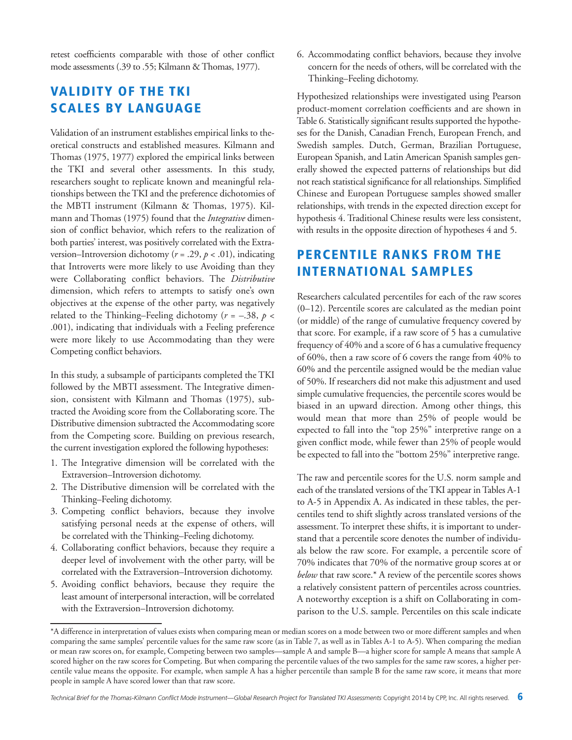retest coefficients comparable with those of other conflict mode assessments (.39 to .55; Kilmann & Thomas, 1977).

## VALIDITY OF THE TKI SCALES BY LANGUAGE

Validation of an instrument establishes empirical links to theoretical constructs and established measures. Kilmann and Thomas (1975, 1977) explored the empirical links between the TKI and several other assessments. In this study, researchers sought to replicate known and meaningful relationships between the TKI and the preference dichotomies of the MBTI instrument (Kilmann & Thomas, 1975). Kilmann and Thomas (1975) found that the *Integrative* dimension of conflict behavior, which refers to the realization of both parties' interest, was positively correlated with the Extraversion–Introversion dichotomy ($r = .29$, $p < .01$), indicating that Introverts were more likely to use Avoiding than they were Collaborating conflict behaviors. The *Distributive* dimension, which refers to attempts to satisfy one's own objectives at the expense of the other party, was negatively related to the Thinking–Feeling dichotomy ($r = –.38$, $p < .001$), indicating that individuals with a Feeling preference were more likely to use Accommodating than they were Competing conflict behaviors.

In this study, a subsample of participants completed the TKI followed by the MBTI assessment. The Integrative dimension, consistent with Kilmann and Thomas (1975), subtracted the Avoiding score from the Collaborating score. The Distributive dimension subtracted the Accommodating score from the Competing score. Building on previous research, the current investigation explored the following hypotheses:

1. The Integrative dimension will be correlated with the Extraversion–Introversion dichotomy.
2. The Distributive dimension will be correlated with the Thinking–Feeling dichotomy.
3. Competing conflict behaviors, because they involve satisfying personal needs at the expense of others, will be correlated with the Thinking–Feeling dichotomy.
4. Collaborating conflict behaviors, because they require a deeper level of involvement with the other party, will be correlated with the Extraversion–Introversion dichotomy.
5. Avoiding conflict behaviors, because they require the least amount of interpersonal interaction, will be correlated with the Extraversion–Introversion dichotomy.
6. Accommodating conflict behaviors, because they involve concern for the needs of others, will be correlated with the Thinking–Feeling dichotomy.

Hypothesized relationships were investigated using Pearson product-moment correlation coefficients and are shown in Table 6. Statistically significant results supported the hypotheses for the Danish, Canadian French, European French, and Swedish samples. Dutch, German, Brazilian Portuguese, European Spanish, and Latin American Spanish samples generally showed the expected patterns of relationships but did not reach statistical significance for all relationships. Simplified Chinese and European Portuguese samples showed smaller relationships, with trends in the expected direction except for hypothesis 4. Traditional Chinese results were less consistent, with results in the opposite direction of hypotheses 4 and 5.

## PERCENTILE RANKS FROM THE INTERNATIONAL SAMPLES

Researchers calculated percentiles for each of the raw scores (0–12). Percentile scores are calculated as the median point (or middle) of the range of cumulative frequency covered by that score. For example, if a raw score of 5 has a cumulative frequency of 40% and a score of 6 has a cumulative frequency of 60%, then a raw score of 6 covers the range from 40% to 60% and the percentile assigned would be the median value of 50%. If researchers did not make this adjustment and used simple cumulative frequencies, the percentile scores would be biased in an upward direction. Among other things, this would mean that more than 25% of people would be expected to fall into the "top 25%" interpretive range on a given conflict mode, while fewer than 25% of people would be expected to fall into the "bottom 25%" interpretive range.

The raw and percentile scores for the U.S. norm sample and each of the translated versions of the TKI appear in Tables A-1 to A-5 in Appendix A. As indicated in these tables, the percentiles tend to shift slightly across translated versions of the assessment. To interpret these shifts, it is important to understand that a percentile score denotes the number of individuals below the raw score. For example, a percentile score of 70% indicates that 70% of the normative group scores at or *below* that raw score.* A review of the percentile scores shows a relatively consistent pattern of percentiles across countries. A noteworthy exception is a shift on Collaborating in comparison to the U.S. sample. Percentiles on this scale indicate

*A difference in interpretation of values exists when comparing mean or median scores on a mode between two or more different samples and when comparing the same samples' percentile values for the same raw score (as in Table 7, as well as in Tables A-1 to A-5). When comparing the median or mean raw scores on, for example, Competing between two samples—sample A and sample B—a higher score for sample A means that sample A scored higher on the raw scores for Competing. But when comparing the percentile values of the two samples for the same raw scores, a higher percentile value means the opposite. For example, when sample A has a higher percentile than sample B for the same raw score, it means that more people in sample A have scored lower than that raw score.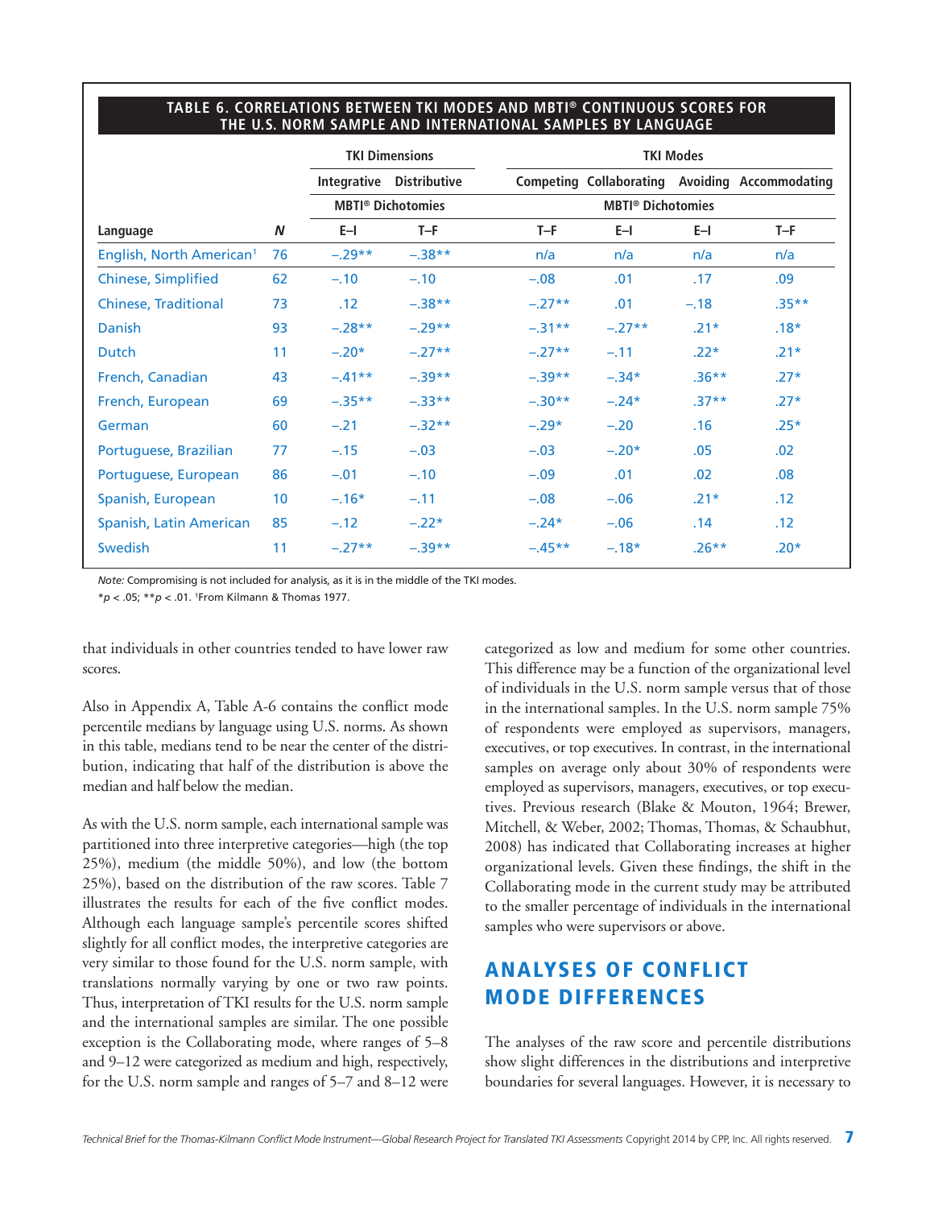**TABLE 6. CORRELATIONS BETWEEN TKI MODES AND MBTI® CONTINUOUS SCORES FOR THE U.S. NORM SAMPLE AND INTERNATIONAL SAMPLES BY LANGUAGE**

| | | TKI Dimensions | | TKI Modes | | | |
|---|---|---|---|---|---|---|---|
| | | Integrative | Distributive | Competing | Collaborating | Avoiding | Accommodating |
| | | MBTI® Dichotomies | | MBTI® Dichotomies | | | |
| Language | N | E–I | T–F | T–F | E–I | E–I | T–F |
| English, North American[1] | 76 | –.29** | –.38** | n/a | n/a | n/a | n/a |
| Chinese, Simplified | 62 | –.10 | –.10 | –.08 | .01 | .17 | .09 |
| Chinese, Traditional | 73 | .12 | –.38** | –.27** | .01 | –.18 | .35** |
| Danish | 93 | –.28** | –.29** | –.31** | –.27** | .21* | .18* |
| Dutch | 11 | –.20* | –.27** | –.27** | –.11 | .22* | .21* |
| French, Canadian | 43 | –.41** | –.39** | –.39** | –.34* | .36** | .27* |
| French, European | 69 | –.35** | –.33** | –.30** | –.24* | .37** | .27* |
| German | 60 | –.21 | –.32** | –.29* | –.20 | .16 | .25* |
| Portuguese, Brazilian | 77 | –.15 | –.03 | –.03 | –.20* | .05 | .02 |
| Portuguese, European | 86 | –.01 | –.10 | –.09 | .01 | .02 | .08 |
| Spanish, European | 10 | –.16* | –.11 | –.08 | –.06 | .21* | .12 |
| Spanish, Latin American | 85 | –.12 | –.22* | –.24* | –.06 | .14 | .12 |
| Swedish | 11 | –.27** | –.39** | –.45** | –.18* | .26** | .20* |

*Note:* Compromising is not included for analysis, as it is in the middle of the TKI modes.

*$p < .05$; **$p < .01$. [1]From Kilmann & Thomas 1977.

that individuals in other countries tended to have lower raw scores.

Also in Appendix A, Table A-6 contains the conflict mode percentile medians by language using U.S. norms. As shown in this table, medians tend to be near the center of the distribution, indicating that half of the distribution is above the median and half below the median.

As with the U.S. norm sample, each international sample was partitioned into three interpretive categories—high (the top 25%), medium (the middle 50%), and low (the bottom 25%), based on the distribution of the raw scores. Table 7 illustrates the results for each of the five conflict modes. Although each language sample's percentile scores shifted slightly for all conflict modes, the interpretive categories are very similar to those found for the U.S. norm sample, with translations normally varying by one or two raw points. Thus, interpretation of TKI results for the U.S. norm sample and the international samples are similar. The one possible exception is the Collaborating mode, where ranges of 5–8 and 9–12 were categorized as medium and high, respectively, for the U.S. norm sample and ranges of 5–7 and 8–12 were categorized as low and medium for some other countries. This difference may be a function of the organizational level of individuals in the U.S. norm sample versus that of those in the international samples. In the U.S. norm sample 75% of respondents were employed as supervisors, managers, executives, or top executives. In contrast, in the international samples on average only about 30% of respondents were employed as supervisors, managers, executives, or top executives. Previous research (Blake & Mouton, 1964; Brewer, Mitchell, & Weber, 2002; Thomas, Thomas, & Schaubhut, 2008) has indicated that Collaborating increases at higher organizational levels. Given these findings, the shift in the Collaborating mode in the current study may be attributed to the smaller percentage of individuals in the international samples who were supervisors or above.

## ANALYSES OF CONFLICT MODE DIFFERENCES

The analyses of the raw score and percentile distributions show slight differences in the distributions and interpretive boundaries for several languages. However, it is necessary to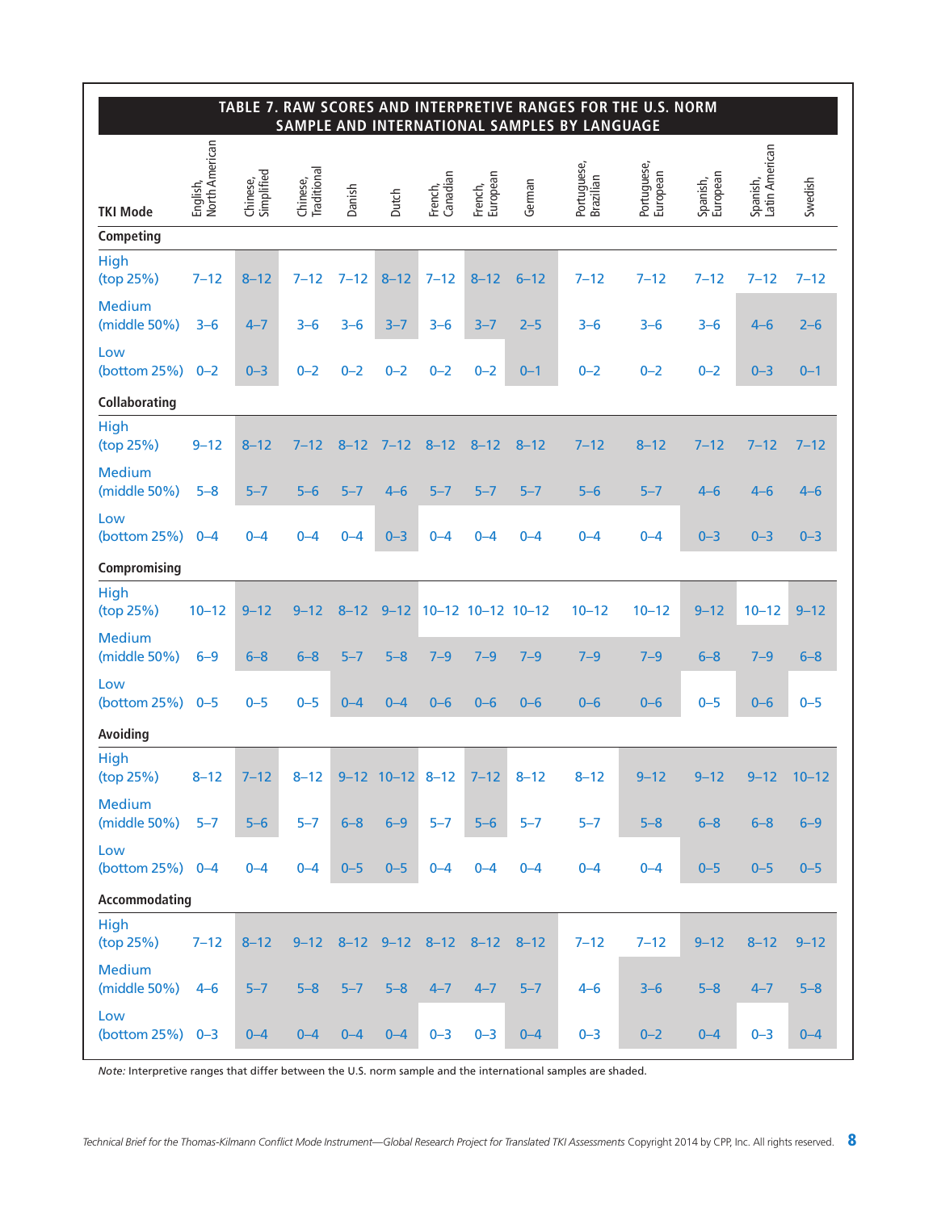## TABLE 7. RAW SCORES AND INTERPRETIVE RANGES FOR THE U.S. NORM SAMPLE AND INTERNATIONAL SAMPLES BY LANGUAGE

| TKI Mode | English, North American | Chinese, Simplified | Chinese, Traditional | Danish | Dutch | French, Canadian | French, European | German | Portuguese, Brazilian | Portuguese, European | Spanish, European | Spanish, Latin American | Swedish |
|---|---|---|---|---|---|---|---|---|---|---|---|---|---|
| **Competing** | | | | | | | | | | | | | |
| High (top 25%) | 7–12 | 8–12 | 7–12 | 7–12 | 8–12 | 7–12 | 8–12 | 6–12 | 7–12 | 7–12 | 7–12 | 7–12 | 7–12 |
| Medium (middle 50%) | 3–6 | 4–7 | 3–6 | 3–6 | 3–7 | 3–6 | 3–7 | 2–5 | 3–6 | 3–6 | 3–6 | 4–6 | 2–6 |
| Low (bottom 25%) | 0–2 | 0–3 | 0–2 | 0–2 | 0–2 | 0–2 | 0–2 | 0–1 | 0–2 | 0–2 | 0–2 | 0–3 | 0–1 |
| **Collaborating** | | | | | | | | | | | | | |
| High (top 25%) | 9–12 | 8–12 | 7–12 | 8–12 | 7–12 | 8–12 | 8–12 | 8–12 | 7–12 | 8–12 | 7–12 | 7–12 | 7–12 |
| Medium (middle 50%) | 5–8 | 5–7 | 5–6 | 5–7 | 4–6 | 5–7 | 5–7 | 5–7 | 5–6 | 5–7 | 4–6 | 4–6 | 4–6 |
| Low (bottom 25%) | 0–4 | 0–4 | 0–4 | 0–4 | 0–3 | 0–4 | 0–4 | 0–4 | 0–4 | 0–4 | 0–3 | 0–3 | 0–3 |
| **Compromising** | | | | | | | | | | | | | |
| High (top 25%) | 10–12 | 9–12 | 9–12 | 8–12 | 9–12 | 10–12 | 10–12 | 10–12 | 10–12 | 10–12 | 9–12 | 10–12 | 9–12 |
| Medium (middle 50%) | 6–9 | 6–8 | 6–8 | 5–7 | 5–8 | 7–9 | 7–9 | 7–9 | 7–9 | 7–9 | 6–8 | 7–9 | 6–8 |
| Low (bottom 25%) | 0–5 | 0–5 | 0–5 | 0–4 | 0–4 | 0–6 | 0–6 | 0–6 | 0–6 | 0–6 | 0–5 | 0–6 | 0–5 |
| **Avoiding** | | | | | | | | | | | | | |
| High (top 25%) | 8–12 | 7–12 | 8–12 | 9–12 | 10–12 | 8–12 | 7–12 | 8–12 | 8–12 | 9–12 | 9–12 | 9–12 | 10–12 |
| Medium (middle 50%) | 5–7 | 5–6 | 5–7 | 6–8 | 6–9 | 5–7 | 5–6 | 5–7 | 5–7 | 5–8 | 6–8 | 6–8 | 6–9 |
| Low (bottom 25%) | 0–4 | 0–4 | 0–4 | 0–5 | 0–5 | 0–4 | 0–4 | 0–4 | 0–4 | 0–4 | 0–5 | 0–5 | 0–5 |
| **Accommodating** | | | | | | | | | | | | | |
| High (top 25%) | 7–12 | 8–12 | 9–12 | 8–12 | 9–12 | 8–12 | 8–12 | 8–12 | 7–12 | 7–12 | 9–12 | 8–12 | 9–12 |
| Medium (middle 50%) | 4–6 | 5–7 | 5–8 | 5–7 | 5–8 | 4–7 | 4–7 | 5–7 | 4–6 | 3–6 | 5–8 | 4–7 | 5–8 |
| Low (bottom 25%) | 0–3 | 0–4 | 0–4 | 0–4 | 0–4 | 0–3 | 0–3 | 0–4 | 0–3 | 0–2 | 0–4 | 0–3 | 0–4 |

*Note:* Interpretive ranges that differ between the U.S. norm sample and the international samples are shaded.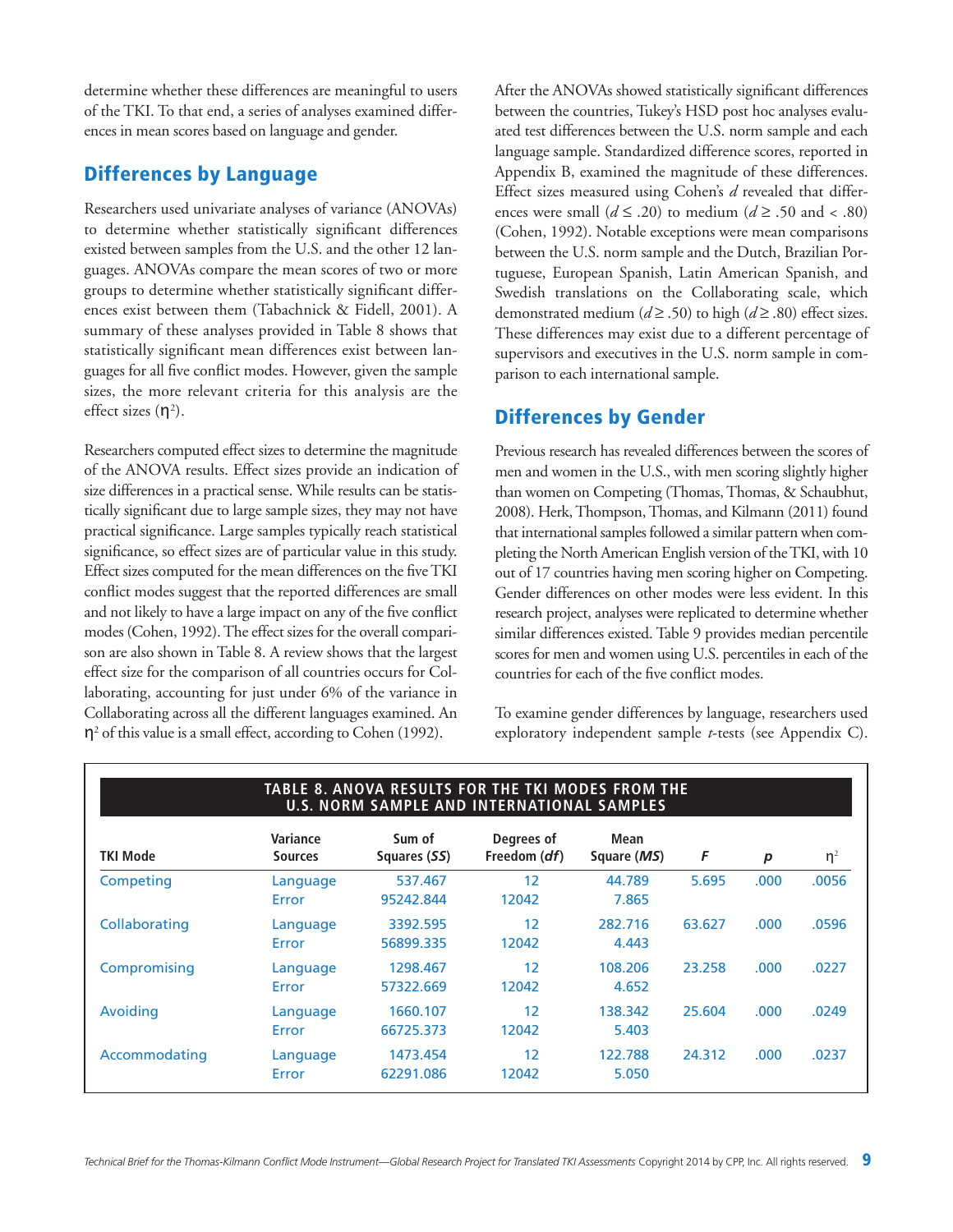determine whether these differences are meaningful to users of the TKI. To that end, a series of analyses examined differences in mean scores based on language and gender.

## Differences by Language

Researchers used univariate analyses of variance (ANOVAs) to determine whether statistically significant differences existed between samples from the U.S. and the other 12 languages. ANOVAs compare the mean scores of two or more groups to determine whether statistically significant differences exist between them (Tabachnick & Fidell, 2001). A summary of these analyses provided in Table 8 shows that statistically significant mean differences exist between languages for all five conflict modes. However, given the sample sizes, the more relevant criteria for this analysis are the effect sizes ($\eta^2$).

Researchers computed effect sizes to determine the magnitude of the ANOVA results. Effect sizes provide an indication of size differences in a practical sense. While results can be statistically significant due to large sample sizes, they may not have practical significance. Large samples typically reach statistical significance, so effect sizes are of particular value in this study. Effect sizes computed for the mean differences on the five TKI conflict modes suggest that the reported differences are small and not likely to have a large impact on any of the five conflict modes (Cohen, 1992). The effect sizes for the overall comparison are also shown in Table 8. A review shows that the largest effect size for the comparison of all countries occurs for Collaborating, accounting for just under 6% of the variance in Collaborating across all the different languages examined. An $\eta^2$ of this value is a small effect, according to Cohen (1992).

After the ANOVAs showed statistically significant differences between the countries, Tukey's HSD post hoc analyses evaluated test differences between the U.S. norm sample and each language sample. Standardized difference scores, reported in Appendix B, examined the magnitude of these differences. Effect sizes measured using Cohen's *d* revealed that differences were small ($d \leq .20$) to medium ($d \geq .50$ and $< .80$) (Cohen, 1992). Notable exceptions were mean comparisons between the U.S. norm sample and the Dutch, Brazilian Portuguese, European Spanish, Latin American Spanish, and Swedish translations on the Collaborating scale, which demonstrated medium ($d \geq .50$) to high ($d \geq .80$) effect sizes. These differences may exist due to a different percentage of supervisors and executives in the U.S. norm sample in comparison to each international sample.

## Differences by Gender

Previous research has revealed differences between the scores of men and women in the U.S., with men scoring slightly higher than women on Competing (Thomas, Thomas, & Schaubhut, 2008). Herk, Thompson, Thomas, and Kilmann (2011) found that international samples followed a similar pattern when completing the North American English version of the TKI, with 10 out of 17 countries having men scoring higher on Competing. Gender differences on other modes were less evident. In this research project, analyses were replicated to determine whether similar differences existed. Table 9 provides median percentile scores for men and women using U.S. percentiles in each of the countries for each of the five conflict modes.

To examine gender differences by language, researchers used exploratory independent sample *t*-tests (see Appendix C).

**TABLE 8. ANOVA RESULTS FOR THE TKI MODES FROM THE U.S. NORM SAMPLE AND INTERNATIONAL SAMPLES**

| TKI Mode | Variance Sources | Sum of Squares (*SS*) | Degrees of Freedom (*df*) | Mean Square (*MS*) | *F* | *p* | $\eta^2$ |
|---|---|---|---|---|---|---|---|
| Competing | Language | 537.467 | 12 | 44.789 | 5.695 | .000 | .0056 |
| | Error | 95242.844 | 12042 | 7.865 | | | |
| Collaborating | Language | 3392.595 | 12 | 282.716 | 63.627 | .000 | .0596 |
| | Error | 56899.335 | 12042 | 4.443 | | | |
| Compromising | Language | 1298.467 | 12 | 108.206 | 23.258 | .000 | .0227 |
| | Error | 57322.669 | 12042 | 4.652 | | | |
| Avoiding | Language | 1660.107 | 12 | 138.342 | 25.604 | .000 | .0249 |
| | Error | 66725.373 | 12042 | 5.403 | | | |
| Accommodating | Language | 1473.454 | 12 | 122.788 | 24.312 | .000 | .0237 |
| | Error | 62291.086 | 12042 | 5.050 | | | |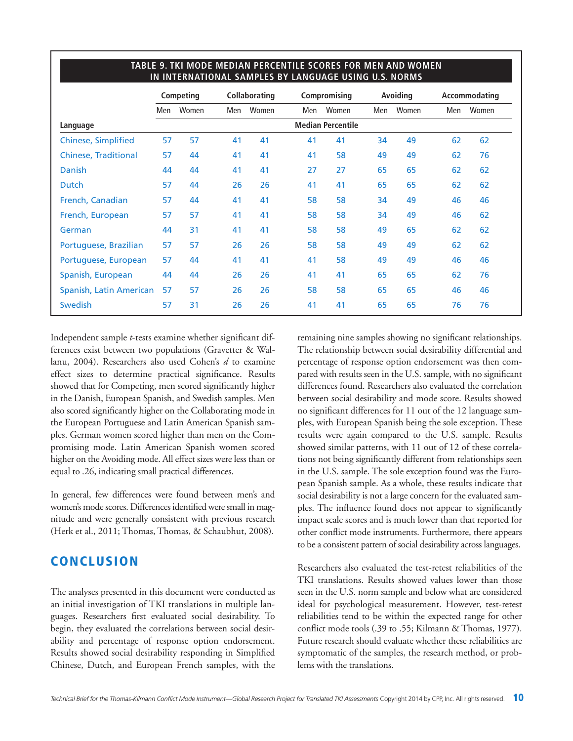**TABLE 9. TKI MODE MEDIAN PERCENTILE SCORES FOR MEN AND WOMEN IN INTERNATIONAL SAMPLES BY LANGUAGE USING U.S. NORMS**

| | Competing | | Collaborating | | Compromising | | Avoiding | | Accommodating | |
|---|---|---|---|---|---|---|---|---|---|---|
| | Men | Women | Men | Women | Men | Women | Men | Women | Men | Women |
| **Language** | **Median Percentile** | | | | | | | | | |
| Chinese, Simplified | 57 | 57 | 41 | 41 | 41 | 41 | 34 | 49 | 62 | 62 |
| Chinese, Traditional | 57 | 44 | 41 | 41 | 41 | 58 | 49 | 49 | 62 | 76 |
| Danish | 44 | 44 | 41 | 41 | 27 | 27 | 65 | 65 | 62 | 62 |
| Dutch | 57 | 44 | 26 | 26 | 41 | 41 | 65 | 65 | 62 | 62 |
| French, Canadian | 57 | 44 | 41 | 41 | 58 | 58 | 34 | 49 | 46 | 46 |
| French, European | 57 | 57 | 41 | 41 | 58 | 58 | 34 | 49 | 46 | 62 |
| German | 44 | 31 | 41 | 41 | 58 | 58 | 49 | 65 | 62 | 62 |
| Portuguese, Brazilian | 57 | 57 | 26 | 26 | 58 | 58 | 49 | 49 | 62 | 62 |
| Portuguese, European | 57 | 44 | 41 | 41 | 41 | 58 | 49 | 49 | 46 | 46 |
| Spanish, European | 44 | 44 | 26 | 26 | 41 | 41 | 65 | 65 | 62 | 76 |
| Spanish, Latin American | 57 | 57 | 26 | 26 | 58 | 58 | 65 | 65 | 46 | 46 |
| Swedish | 57 | 31 | 26 | 26 | 41 | 41 | 65 | 65 | 76 | 76 |

Independent sample *t*-tests examine whether significant differences exist between two populations (Gravetter & Wallanu, 2004). Researchers also used Cohen's *d* to examine effect sizes to determine practical significance. Results showed that for Competing, men scored significantly higher in the Danish, European Spanish, and Swedish samples. Men also scored significantly higher on the Collaborating mode in the European Portuguese and Latin American Spanish samples. German women scored higher than men on the Compromising mode. Latin American Spanish women scored higher on the Avoiding mode. All effect sizes were less than or equal to .26, indicating small practical differences.

In general, few differences were found between men's and women's mode scores. Differences identified were small in magnitude and were generally consistent with previous research (Herk et al., 2011; Thomas, Thomas, & Schaubhut, 2008).

## CONCLUSION

The analyses presented in this document were conducted as an initial investigation of TKI translations in multiple languages. Researchers first evaluated social desirability. To begin, they evaluated the correlations between social desirability and percentage of response option endorsement. Results showed social desirability responding in Simplified Chinese, Dutch, and European French samples, with the remaining nine samples showing no significant relationships. The relationship between social desirability differential and percentage of response option endorsement was then compared with results seen in the U.S. sample, with no significant differences found. Researchers also evaluated the correlation between social desirability and mode score. Results showed no significant differences for 11 out of the 12 language samples, with European Spanish being the sole exception. These results were again compared to the U.S. sample. Results showed similar patterns, with 11 out of 12 of these correlations not being significantly different from relationships seen in the U.S. sample. The sole exception found was the European Spanish sample. As a whole, these results indicate that social desirability is not a large concern for the evaluated samples. The influence found does not appear to significantly impact scale scores and is much lower than that reported for other conflict mode instruments. Furthermore, there appears to be a consistent pattern of social desirability across languages.

Researchers also evaluated the test-retest reliabilities of the TKI translations. Results showed values lower than those seen in the U.S. norm sample and below what are considered ideal for psychological measurement. However, test-retest reliabilities tend to be within the expected range for other conflict mode tools (.39 to .55; Kilmann & Thomas, 1977). Future research should evaluate whether these reliabilities are symptomatic of the samples, the research method, or problems with the translations.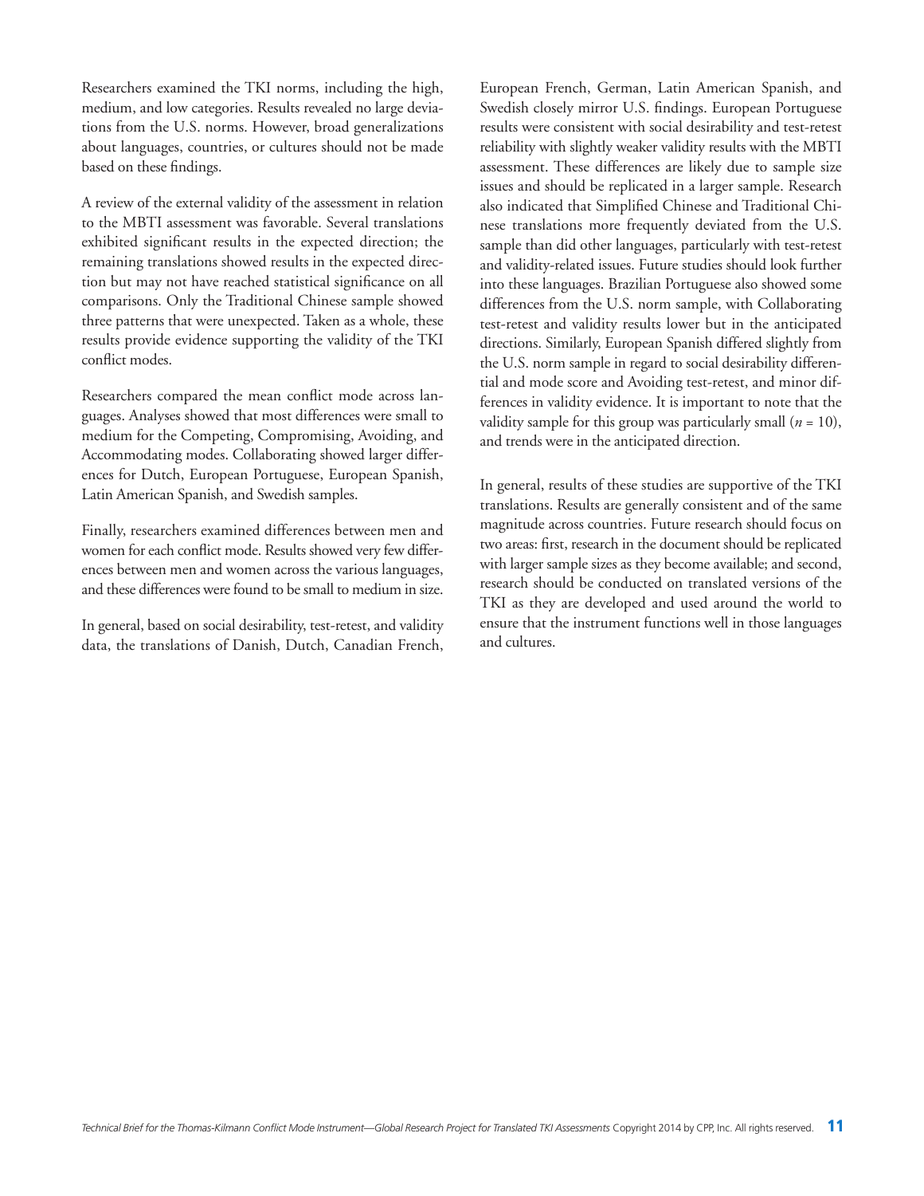Researchers examined the TKI norms, including the high, medium, and low categories. Results revealed no large deviations from the U.S. norms. However, broad generalizations about languages, countries, or cultures should not be made based on these findings.

A review of the external validity of the assessment in relation to the MBTI assessment was favorable. Several translations exhibited significant results in the expected direction; the remaining translations showed results in the expected direction but may not have reached statistical significance on all comparisons. Only the Traditional Chinese sample showed three patterns that were unexpected. Taken as a whole, these results provide evidence supporting the validity of the TKI conflict modes.

Researchers compared the mean conflict mode across languages. Analyses showed that most differences were small to medium for the Competing, Compromising, Avoiding, and Accommodating modes. Collaborating showed larger differences for Dutch, European Portuguese, European Spanish, Latin American Spanish, and Swedish samples.

Finally, researchers examined differences between men and women for each conflict mode. Results showed very few differences between men and women across the various languages, and these differences were found to be small to medium in size.

In general, based on social desirability, test-retest, and validity data, the translations of Danish, Dutch, Canadian French, European French, German, Latin American Spanish, and Swedish closely mirror U.S. findings. European Portuguese results were consistent with social desirability and test-retest reliability with slightly weaker validity results with the MBTI assessment. These differences are likely due to sample size issues and should be replicated in a larger sample. Research also indicated that Simplified Chinese and Traditional Chinese translations more frequently deviated from the U.S. sample than did other languages, particularly with test-retest and validity-related issues. Future studies should look further into these languages. Brazilian Portuguese also showed some differences from the U.S. norm sample, with Collaborating test-retest and validity results lower but in the anticipated directions. Similarly, European Spanish differed slightly from the U.S. norm sample in regard to social desirability differential and mode score and Avoiding test-retest, and minor differences in validity evidence. It is important to note that the validity sample for this group was particularly small ($n$ = 10), and trends were in the anticipated direction.

In general, results of these studies are supportive of the TKI translations. Results are generally consistent and of the same magnitude across countries. Future research should focus on two areas: first, research in the document should be replicated with larger sample sizes as they become available; and second, research should be conducted on translated versions of the TKI as they are developed and used around the world to ensure that the instrument functions well in those languages and cultures.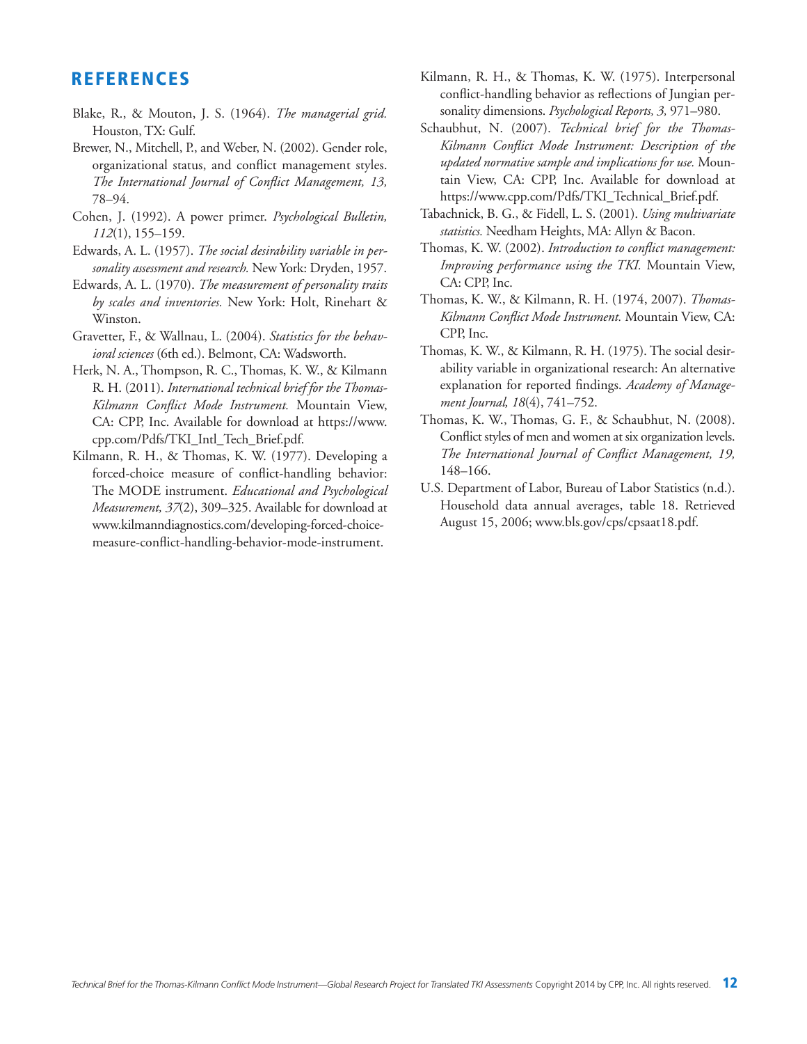## REFERENCES

Blake, R., & Mouton, J. S. (1964). *The managerial grid.* Houston, TX: Gulf.

Brewer, N., Mitchell, P., and Weber, N. (2002). Gender role, organizational status, and conflict management styles. *The International Journal of Conflict Management, 13,* 78–94.

Cohen, J. (1992). A power primer. *Psychological Bulletin, 112*(1), 155–159.

Edwards, A. L. (1957). *The social desirability variable in personality assessment and research.* New York: Dryden, 1957.

Edwards, A. L. (1970). *The measurement of personality traits by scales and inventories.* New York: Holt, Rinehart & Winston.

Gravetter, F., & Wallnau, L. (2004). *Statistics for the behavioral sciences* (6th ed.). Belmont, CA: Wadsworth.

Herk, N. A., Thompson, R. C., Thomas, K. W., & Kilmann R. H. (2011). *International technical brief for the Thomas-Kilmann Conflict Mode Instrument.* Mountain View, CA: CPP, Inc. Available for download at https://www.cpp.com/Pdfs/TKI_Intl_Tech_Brief.pdf.

Kilmann, R. H., & Thomas, K. W. (1977). Developing a forced-choice measure of conflict-handling behavior: The MODE instrument. *Educational and Psychological Measurement, 37*(2), 309–325. Available for download at www.kilmanndiagnostics.com/developing-forced-choice-measure-conflict-handling-behavior-mode-instrument.

Kilmann, R. H., & Thomas, K. W. (1975). Interpersonal conflict-handling behavior as reflections of Jungian personality dimensions. *Psychological Reports, 3,* 971–980.

Schaubhut, N. (2007). *Technical brief for the Thomas-Kilmann Conflict Mode Instrument: Description of the updated normative sample and implications for use.* Mountain View, CA: CPP, Inc. Available for download at https://www.cpp.com/Pdfs/TKI_Technical_Brief.pdf.

Tabachnick, B. G., & Fidell, L. S. (2001). *Using multivariate statistics.* Needham Heights, MA: Allyn & Bacon.

Thomas, K. W. (2002). *Introduction to conflict management: Improving performance using the TKI.* Mountain View, CA: CPP, Inc.

Thomas, K. W., & Kilmann, R. H. (1974, 2007). *Thomas-Kilmann Conflict Mode Instrument.* Mountain View, CA: CPP, Inc.

Thomas, K. W., & Kilmann, R. H. (1975). The social desirability variable in organizational research: An alternative explanation for reported findings. *Academy of Management Journal, 18*(4), 741–752.

Thomas, K. W., Thomas, G. F., & Schaubhut, N. (2008). Conflict styles of men and women at six organization levels. *The International Journal of Conflict Management, 19,* 148–166.

U.S. Department of Labor, Bureau of Labor Statistics (n.d.). Household data annual averages, table 18. Retrieved August 15, 2006; www.bls.gov/cps/cpsaat18.pdf.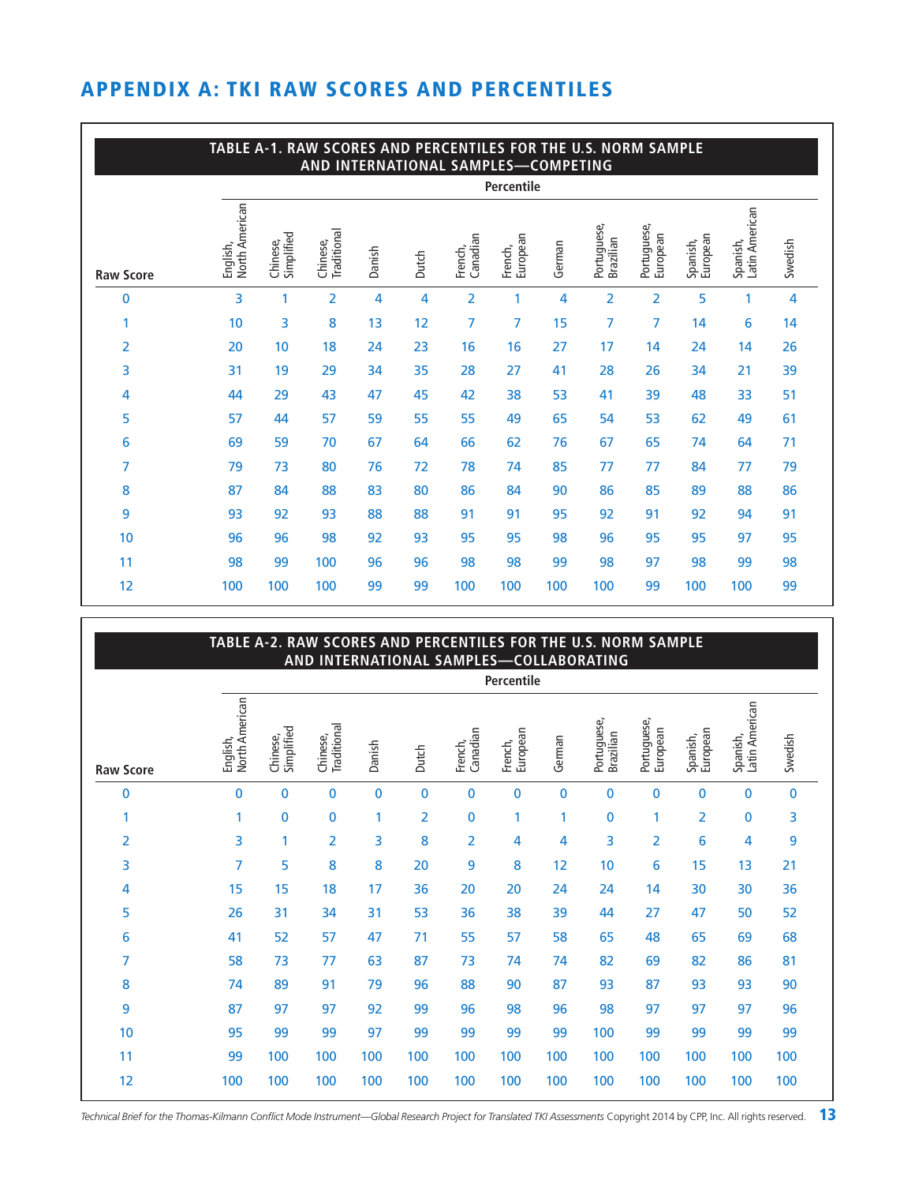## APPENDIX A: TKI RAW SCORES AND PERCENTILES

**TABLE A-1. RAW SCORES AND PERCENTILES FOR THE U.S. NORM SAMPLE AND INTERNATIONAL SAMPLES—COMPETING**

| Raw Score | Percentile | | | | | | | | | | | | |
|---|---|---|---|---|---|---|---|---|---|---|---|---|---|
| | English, North American | Chinese, Simplified | Chinese, Traditional | Danish | Dutch | French, Canadian | French, European | German | Portuguese, Brazilian | Portuguese, European | Spanish, European | Spanish, Latin American | Swedish |
| 0 | 3 | 1 | 2 | 4 | 4 | 2 | 1 | 4 | 2 | 2 | 5 | 1 | 4 |
| 1 | 10 | 3 | 8 | 13 | 12 | 7 | 7 | 15 | 7 | 7 | 14 | 6 | 14 |
| 2 | 20 | 10 | 18 | 24 | 23 | 16 | 16 | 27 | 17 | 14 | 24 | 14 | 26 |
| 3 | 31 | 19 | 29 | 34 | 35 | 28 | 27 | 41 | 28 | 26 | 34 | 21 | 39 |
| 4 | 44 | 29 | 43 | 47 | 45 | 42 | 38 | 53 | 41 | 39 | 48 | 33 | 51 |
| 5 | 57 | 44 | 57 | 59 | 55 | 55 | 49 | 65 | 54 | 53 | 62 | 49 | 61 |
| 6 | 69 | 59 | 70 | 67 | 64 | 66 | 62 | 76 | 67 | 65 | 74 | 64 | 71 |
| 7 | 79 | 73 | 80 | 76 | 72 | 78 | 74 | 85 | 77 | 77 | 84 | 77 | 79 |
| 8 | 87 | 84 | 88 | 83 | 80 | 86 | 84 | 90 | 86 | 85 | 89 | 88 | 86 |
| 9 | 93 | 92 | 93 | 88 | 88 | 91 | 91 | 95 | 92 | 91 | 92 | 94 | 91 |
| 10 | 96 | 96 | 98 | 92 | 93 | 95 | 95 | 98 | 96 | 95 | 95 | 97 | 95 |
| 11 | 98 | 99 | 100 | 96 | 96 | 98 | 98 | 99 | 98 | 97 | 98 | 99 | 98 |
| 12 | 100 | 100 | 100 | 99 | 99 | 100 | 100 | 100 | 100 | 99 | 100 | 100 | 99 |

**TABLE A-2. RAW SCORES AND PERCENTILES FOR THE U.S. NORM SAMPLE AND INTERNATIONAL SAMPLES—COLLABORATING**

| Raw Score | Percentile | | | | | | | | | | | | |
|---|---|---|---|---|---|---|---|---|---|---|---|---|---|
| | English, North American | Chinese, Simplified | Chinese, Traditional | Danish | Dutch | French, Canadian | French, European | German | Portuguese, Brazilian | Portuguese, European | Spanish, European | Spanish, Latin American | Swedish |
| 0 | 0 | 0 | 0 | 0 | 0 | 0 | 0 | 0 | 0 | 0 | 0 | 0 | 0 |
| 1 | 1 | 0 | 0 | 1 | 2 | 0 | 1 | 1 | 0 | 1 | 2 | 0 | 3 |
| 2 | 3 | 1 | 2 | 3 | 8 | 2 | 4 | 4 | 3 | 2 | 6 | 4 | 9 |
| 3 | 7 | 5 | 8 | 8 | 20 | 9 | 8 | 12 | 10 | 6 | 15 | 13 | 21 |
| 4 | 15 | 15 | 18 | 17 | 36 | 20 | 20 | 24 | 24 | 14 | 30 | 30 | 36 |
| 5 | 26 | 31 | 34 | 31 | 53 | 36 | 38 | 39 | 44 | 27 | 47 | 50 | 52 |
| 6 | 41 | 52 | 57 | 47 | 71 | 55 | 57 | 58 | 65 | 48 | 65 | 69 | 68 |
| 7 | 58 | 73 | 77 | 63 | 87 | 73 | 74 | 74 | 82 | 69 | 82 | 86 | 81 |
| 8 | 74 | 89 | 91 | 79 | 96 | 88 | 90 | 87 | 93 | 87 | 93 | 93 | 90 |
| 9 | 87 | 97 | 97 | 92 | 99 | 96 | 98 | 96 | 98 | 97 | 97 | 97 | 96 |
| 10 | 95 | 99 | 99 | 97 | 99 | 99 | 99 | 99 | 100 | 99 | 99 | 99 | 99 |
| 11 | 99 | 100 | 100 | 100 | 100 | 100 | 100 | 100 | 100 | 100 | 100 | 100 | 100 |
| 12 | 100 | 100 | 100 | 100 | 100 | 100 | 100 | 100 | 100 | 100 | 100 | 100 | 100 |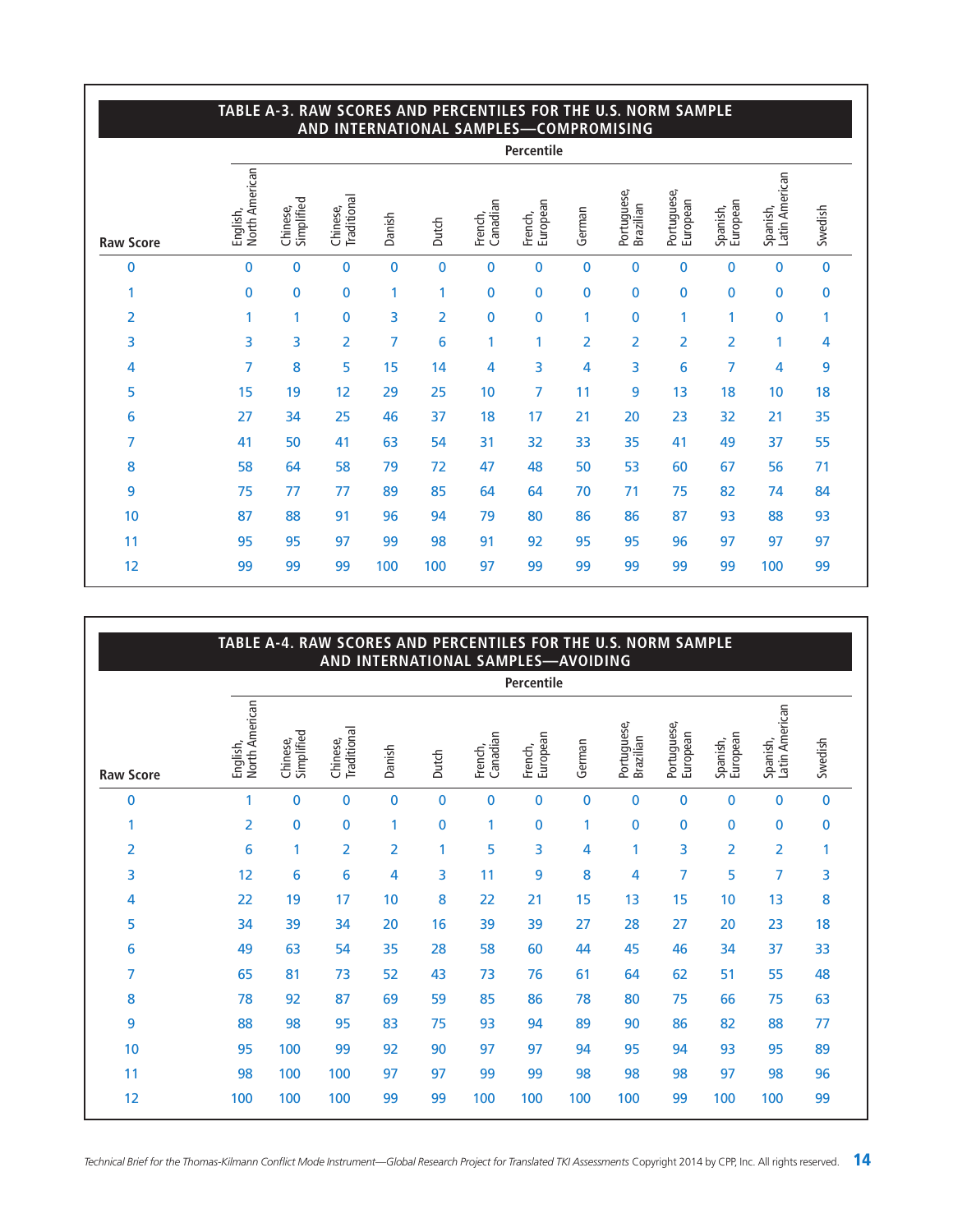## TABLE A-3. RAW SCORES AND PERCENTILES FOR THE U.S. NORM SAMPLE AND INTERNATIONAL SAMPLES—COMPROMISING

| | Percentile | | | | | | | | | | | | |
|---|---|---|---|---|---|---|---|---|---|---|---|---|---|
| Raw Score | English, North American | Chinese, Simplified | Chinese, Traditional | Danish | Dutch | French, Canadian | French, European | German | Portuguese, Brazilian | Portuguese, European | Spanish, European | Spanish, Latin American | Swedish |
| 0 | 0 | 0 | 0 | 0 | 0 | 0 | 0 | 0 | 0 | 0 | 0 | 0 | 0 |
| 1 | 0 | 0 | 0 | 1 | 1 | 0 | 0 | 0 | 0 | 0 | 0 | 0 | 0 |
| 2 | 1 | 1 | 0 | 3 | 2 | 0 | 0 | 1 | 0 | 1 | 1 | 0 | 1 |
| 3 | 3 | 3 | 2 | 7 | 6 | 1 | 1 | 2 | 2 | 2 | 2 | 1 | 4 |
| 4 | 7 | 8 | 5 | 15 | 14 | 4 | 3 | 4 | 3 | 6 | 7 | 4 | 9 |
| 5 | 15 | 19 | 12 | 29 | 25 | 10 | 7 | 11 | 9 | 13 | 18 | 10 | 18 |
| 6 | 27 | 34 | 25 | 46 | 37 | 18 | 17 | 21 | 20 | 23 | 32 | 21 | 35 |
| 7 | 41 | 50 | 41 | 63 | 54 | 31 | 32 | 33 | 35 | 41 | 49 | 37 | 55 |
| 8 | 58 | 64 | 58 | 79 | 72 | 47 | 48 | 50 | 53 | 60 | 67 | 56 | 71 |
| 9 | 75 | 77 | 77 | 89 | 85 | 64 | 64 | 70 | 71 | 75 | 82 | 74 | 84 |
| 10 | 87 | 88 | 91 | 96 | 94 | 79 | 80 | 86 | 86 | 87 | 93 | 88 | 93 |
| 11 | 95 | 95 | 97 | 99 | 98 | 91 | 92 | 95 | 95 | 96 | 97 | 97 | 97 |
| 12 | 99 | 99 | 99 | 100 | 100 | 97 | 99 | 99 | 99 | 99 | 99 | 100 | 99 |

## TABLE A-4. RAW SCORES AND PERCENTILES FOR THE U.S. NORM SAMPLE AND INTERNATIONAL SAMPLES—AVOIDING

| | Percentile | | | | | | | | | | | | |
|---|---|---|---|---|---|---|---|---|---|---|---|---|---|
| Raw Score | English, North American | Chinese, Simplified | Chinese, Traditional | Danish | Dutch | French, Canadian | French, European | German | Portuguese, Brazilian | Portuguese, European | Spanish, European | Spanish, Latin American | Swedish |
| 0 | 1 | 0 | 0 | 0 | 0 | 0 | 0 | 0 | 0 | 0 | 0 | 0 | 0 |
| 1 | 2 | 0 | 0 | 1 | 0 | 1 | 0 | 1 | 0 | 0 | 0 | 0 | 0 |
| 2 | 6 | 1 | 2 | 2 | 1 | 5 | 3 | 4 | 1 | 3 | 2 | 2 | 1 |
| 3 | 12 | 6 | 6 | 4 | 3 | 11 | 9 | 8 | 4 | 7 | 5 | 7 | 3 |
| 4 | 22 | 19 | 17 | 10 | 8 | 22 | 21 | 15 | 13 | 15 | 10 | 13 | 8 |
| 5 | 34 | 39 | 34 | 20 | 16 | 39 | 39 | 27 | 28 | 27 | 20 | 23 | 18 |
| 6 | 49 | 63 | 54 | 35 | 28 | 58 | 60 | 44 | 45 | 46 | 34 | 37 | 33 |
| 7 | 65 | 81 | 73 | 52 | 43 | 73 | 76 | 61 | 64 | 62 | 51 | 55 | 48 |
| 8 | 78 | 92 | 87 | 69 | 59 | 85 | 86 | 78 | 80 | 75 | 66 | 75 | 63 |
| 9 | 88 | 98 | 95 | 83 | 75 | 93 | 94 | 89 | 90 | 86 | 82 | 88 | 77 |
| 10 | 95 | 100 | 99 | 92 | 90 | 97 | 97 | 94 | 95 | 94 | 93 | 95 | 89 |
| 11 | 98 | 100 | 100 | 97 | 97 | 99 | 99 | 98 | 98 | 98 | 97 | 98 | 96 |
| 12 | 100 | 100 | 100 | 99 | 99 | 100 | 100 | 100 | 100 | 99 | 100 | 100 | 99 |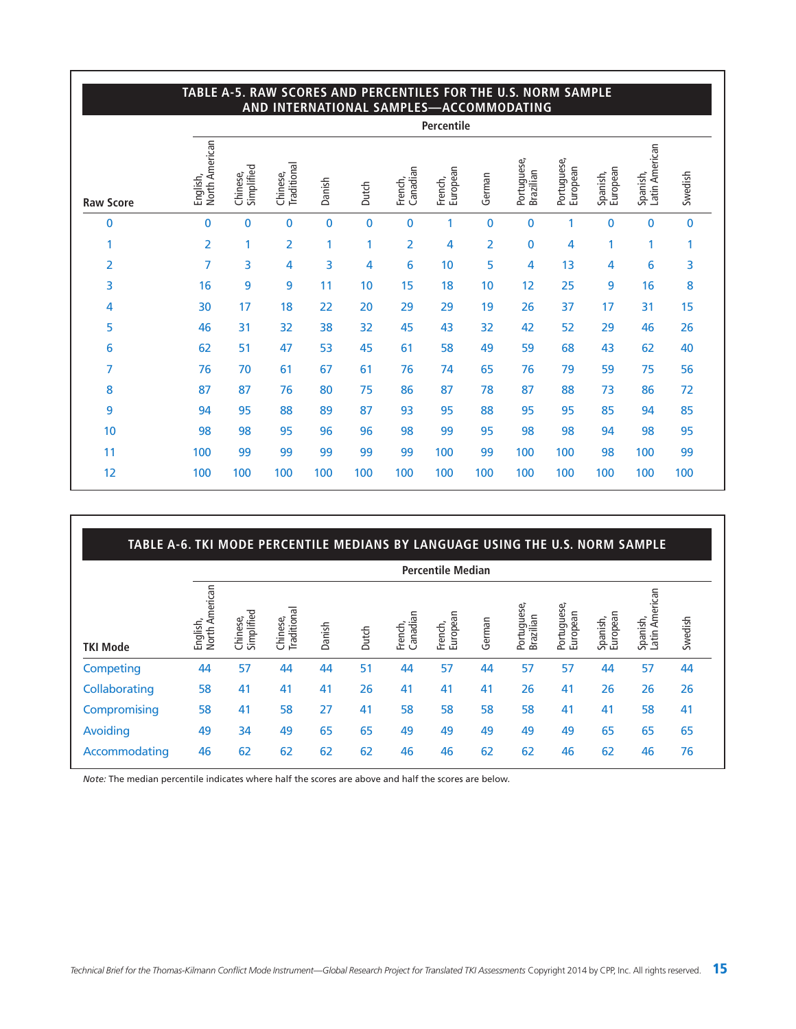## TABLE A-5. RAW SCORES AND PERCENTILES FOR THE U.S. NORM SAMPLE AND INTERNATIONAL SAMPLES—ACCOMMODATING

| | Percentile | | | | | | | | | | | | |
|---|---|---|---|---|---|---|---|---|---|---|---|---|---|
| Raw Score | English, North American | Chinese, Simplified | Chinese, Traditional | Danish | Dutch | French, Canadian | French, European | German | Portuguese, Brazilian | Portuguese, European | Spanish, European | Spanish, Latin American | Swedish |
| 0 | 0 | 0 | 0 | 0 | 0 | 0 | 1 | 0 | 0 | 1 | 0 | 0 | 0 |
| 1 | 2 | 1 | 2 | 1 | 1 | 2 | 4 | 2 | 0 | 4 | 1 | 1 | 1 |
| 2 | 7 | 3 | 4 | 3 | 4 | 6 | 10 | 5 | 4 | 13 | 4 | 6 | 3 |
| 3 | 16 | 9 | 9 | 11 | 10 | 15 | 18 | 10 | 12 | 25 | 9 | 16 | 8 |
| 4 | 30 | 17 | 18 | 22 | 20 | 29 | 29 | 19 | 26 | 37 | 17 | 31 | 15 |
| 5 | 46 | 31 | 32 | 38 | 32 | 45 | 43 | 32 | 42 | 52 | 29 | 46 | 26 |
| 6 | 62 | 51 | 47 | 53 | 45 | 61 | 58 | 49 | 59 | 68 | 43 | 62 | 40 |
| 7 | 76 | 70 | 61 | 67 | 61 | 76 | 74 | 65 | 76 | 79 | 59 | 75 | 56 |
| 8 | 87 | 87 | 76 | 80 | 75 | 86 | 87 | 78 | 87 | 88 | 73 | 86 | 72 |
| 9 | 94 | 95 | 88 | 89 | 87 | 93 | 95 | 88 | 95 | 95 | 85 | 94 | 85 |
| 10 | 98 | 98 | 95 | 96 | 96 | 98 | 99 | 95 | 98 | 98 | 94 | 98 | 95 |
| 11 | 100 | 99 | 99 | 99 | 99 | 99 | 100 | 99 | 100 | 100 | 98 | 100 | 99 |
| 12 | 100 | 100 | 100 | 100 | 100 | 100 | 100 | 100 | 100 | 100 | 100 | 100 | 100 |

## TABLE A-6. TKI MODE PERCENTILE MEDIANS BY LANGUAGE USING THE U.S. NORM SAMPLE

| | Percentile Median | | | | | | | | | | | | |
|---|---|---|---|---|---|---|---|---|---|---|---|---|---|
| TKI Mode | English, North American | Chinese, Simplified | Chinese, Traditional | Danish | Dutch | French, Canadian | French, European | German | Portuguese, Brazilian | Portuguese, European | Spanish, European | Spanish, Latin American | Swedish |
| Competing | 44 | 57 | 44 | 44 | 51 | 44 | 57 | 44 | 57 | 57 | 44 | 57 | 44 |
| Collaborating | 58 | 41 | 41 | 41 | 26 | 41 | 41 | 41 | 26 | 41 | 26 | 26 | 26 |
| Compromising | 58 | 41 | 58 | 27 | 41 | 58 | 58 | 58 | 58 | 41 | 41 | 58 | 41 |
| Avoiding | 49 | 34 | 49 | 65 | 65 | 49 | 49 | 49 | 49 | 49 | 65 | 65 | 65 |
| Accommodating | 46 | 62 | 62 | 62 | 62 | 46 | 46 | 62 | 62 | 46 | 62 | 46 | 76 |

*Note:* The median percentile indicates where half the scores are above and half the scores are below.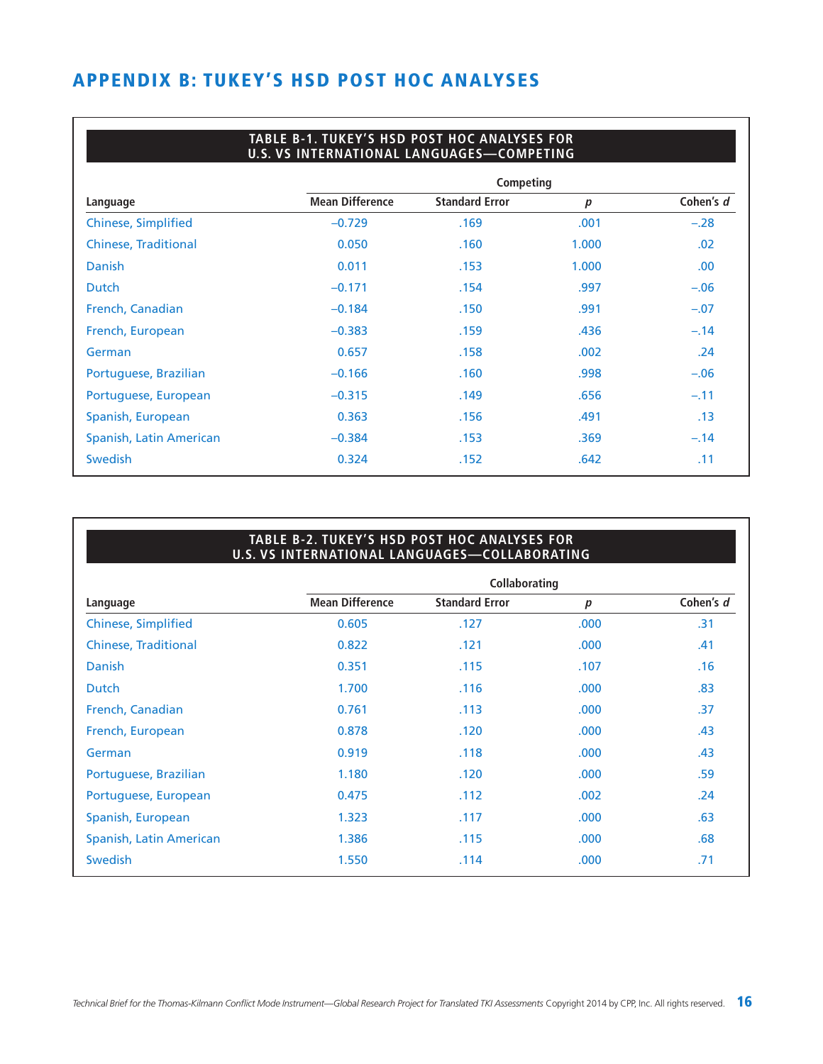## APPENDIX B: TUKEY'S HSD POST HOC ANALYSES

**TABLE B-1. TUKEY'S HSD POST HOC ANALYSES FOR U.S. VS INTERNATIONAL LANGUAGES—COMPETING**

| | Competing | | | |
|---|---|---|---|---|
| Language | Mean Difference | Standard Error | *p* | Cohen's *d* |
| Chinese, Simplified | –0.729 | .169 | .001 | –.28 |
| Chinese, Traditional | 0.050 | .160 | 1.000 | .02 |
| Danish | 0.011 | .153 | 1.000 | .00 |
| Dutch | –0.171 | .154 | .997 | –.06 |
| French, Canadian | –0.184 | .150 | .991 | –.07 |
| French, European | –0.383 | .159 | .436 | –.14 |
| German | 0.657 | .158 | .002 | .24 |
| Portuguese, Brazilian | –0.166 | .160 | .998 | –.06 |
| Portuguese, European | –0.315 | .149 | .656 | –.11 |
| Spanish, European | 0.363 | .156 | .491 | .13 |
| Spanish, Latin American | –0.384 | .153 | .369 | –.14 |
| Swedish | 0.324 | .152 | .642 | .11 |

**TABLE B-2. TUKEY'S HSD POST HOC ANALYSES FOR U.S. VS INTERNATIONAL LANGUAGES—COLLABORATING**

| | Collaborating | | | |
|---|---|---|---|---|
| Language | Mean Difference | Standard Error | *p* | Cohen's *d* |
| Chinese, Simplified | 0.605 | .127 | .000 | .31 |
| Chinese, Traditional | 0.822 | .121 | .000 | .41 |
| Danish | 0.351 | .115 | .107 | .16 |
| Dutch | 1.700 | .116 | .000 | .83 |
| French, Canadian | 0.761 | .113 | .000 | .37 |
| French, European | 0.878 | .120 | .000 | .43 |
| German | 0.919 | .118 | .000 | .43 |
| Portuguese, Brazilian | 1.180 | .120 | .000 | .59 |
| Portuguese, European | 0.475 | .112 | .002 | .24 |
| Spanish, European | 1.323 | .117 | .000 | .63 |
| Spanish, Latin American | 1.386 | .115 | .000 | .68 |
| Swedish | 1.550 | .114 | .000 | .71 |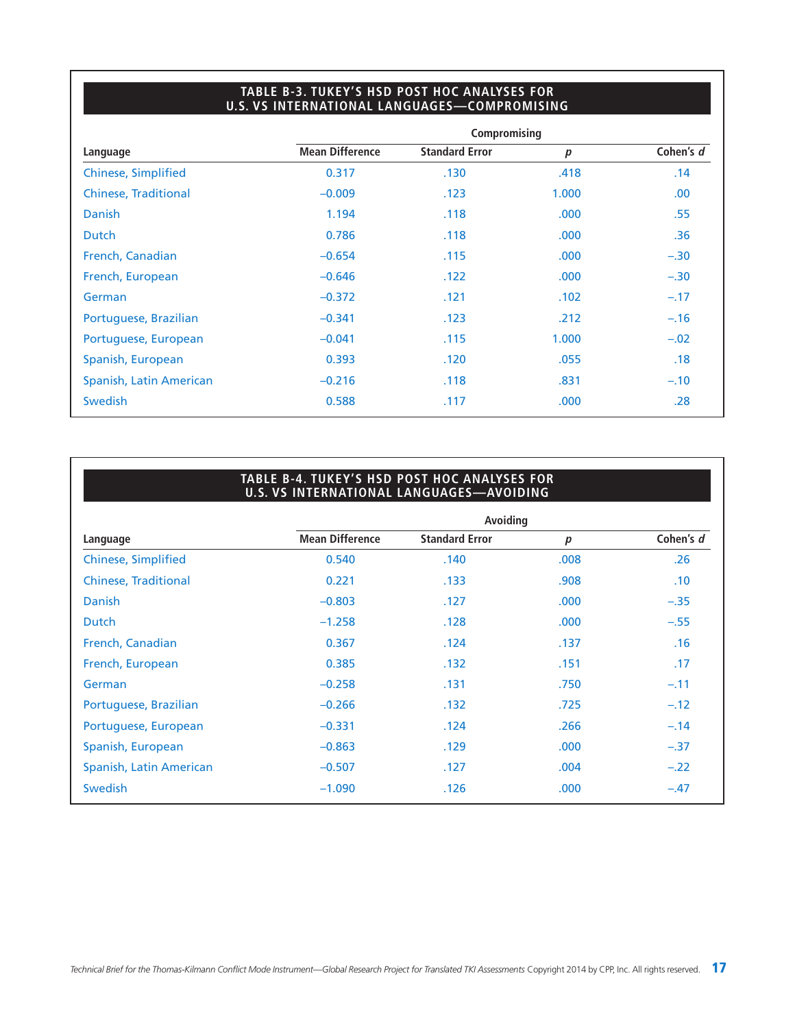### TABLE B-3. TUKEY'S HSD POST HOC ANALYSES FOR U.S. VS INTERNATIONAL LANGUAGES—COMPROMISING

| | Compromising | | | |
|---|---|---|---|---|
| Language | Mean Difference | Standard Error | *p* | Cohen's *d* |
| Chinese, Simplified | 0.317 | .130 | .418 | .14 |
| Chinese, Traditional | –0.009 | .123 | 1.000 | .00 |
| Danish | 1.194 | .118 | .000 | .55 |
| Dutch | 0.786 | .118 | .000 | .36 |
| French, Canadian | –0.654 | .115 | .000 | –.30 |
| French, European | –0.646 | .122 | .000 | –.30 |
| German | –0.372 | .121 | .102 | –.17 |
| Portuguese, Brazilian | –0.341 | .123 | .212 | –.16 |
| Portuguese, European | –0.041 | .115 | 1.000 | –.02 |
| Spanish, European | 0.393 | .120 | .055 | .18 |
| Spanish, Latin American | –0.216 | .118 | .831 | –.10 |
| Swedish | 0.588 | .117 | .000 | .28 |

### TABLE B-4. TUKEY'S HSD POST HOC ANALYSES FOR U.S. VS INTERNATIONAL LANGUAGES—AVOIDING

| | Avoiding | | | |
|---|---|---|---|---|
| Language | Mean Difference | Standard Error | *p* | Cohen's *d* |
| Chinese, Simplified | 0.540 | .140 | .008 | .26 |
| Chinese, Traditional | 0.221 | .133 | .908 | .10 |
| Danish | –0.803 | .127 | .000 | –.35 |
| Dutch | –1.258 | .128 | .000 | –.55 |
| French, Canadian | 0.367 | .124 | .137 | .16 |
| French, European | 0.385 | .132 | .151 | .17 |
| German | –0.258 | .131 | .750 | –.11 |
| Portuguese, Brazilian | –0.266 | .132 | .725 | –.12 |
| Portuguese, European | –0.331 | .124 | .266 | –.14 |
| Spanish, European | –0.863 | .129 | .000 | –.37 |
| Spanish, Latin American | –0.507 | .127 | .004 | –.22 |
| Swedish | –1.090 | .126 | .000 | –.47 |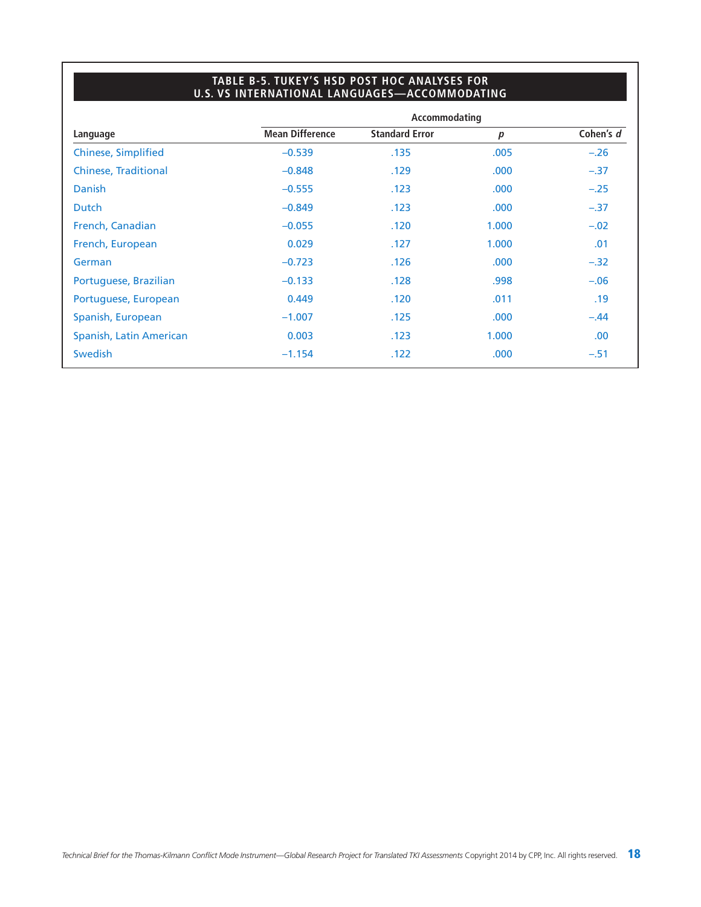**TABLE B-5. TUKEY'S HSD POST HOC ANALYSES FOR U.S. VS INTERNATIONAL LANGUAGES—ACCOMMODATING**

| | Accommodating | | | |
|---|---|---|---|---|
| Language | Mean Difference | Standard Error | *p* | Cohen's *d* |
| Chinese, Simplified | –0.539 | .135 | .005 | –.26 |
| Chinese, Traditional | –0.848 | .129 | .000 | –.37 |
| Danish | –0.555 | .123 | .000 | –.25 |
| Dutch | –0.849 | .123 | .000 | –.37 |
| French, Canadian | –0.055 | .120 | 1.000 | –.02 |
| French, European | 0.029 | .127 | 1.000 | .01 |
| German | –0.723 | .126 | .000 | –.32 |
| Portuguese, Brazilian | –0.133 | .128 | .998 | –.06 |
| Portuguese, European | 0.449 | .120 | .011 | .19 |
| Spanish, European | –1.007 | .125 | .000 | –.44 |
| Spanish, Latin American | 0.003 | .123 | 1.000 | .00 |
| Swedish | –1.154 | .122 | .000 | –.51 |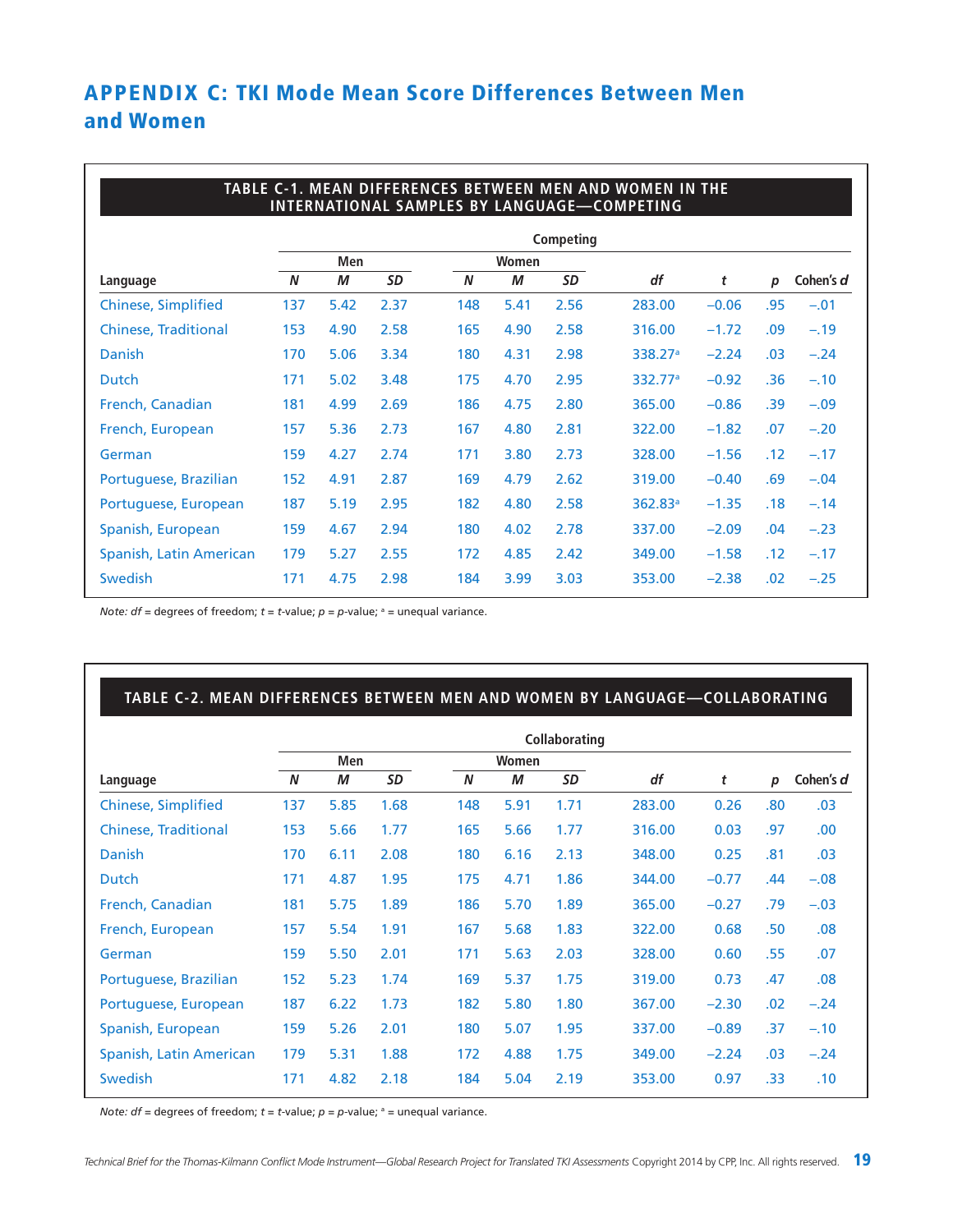# APPENDIX C: TKI Mode Mean Score Differences Between Men and Women

**TABLE C-1. MEAN DIFFERENCES BETWEEN MEN AND WOMEN IN THE INTERNATIONAL SAMPLES BY LANGUAGE—COMPETING**

| | Competing | | | | | | | | | |
|---|---|---|---|---|---|---|---|---|---|---|
| | Men | | | Women | | | | | | |
| Language | *N* | *M* | *SD* | *N* | *M* | *SD* | *df* | *t* | *p* | Cohen's *d* |
| Chinese, Simplified | 137 | 5.42 | 2.37 | 148 | 5.41 | 2.56 | 283.00 | –0.06 | .95 | –.01 |
| Chinese, Traditional | 153 | 4.90 | 2.58 | 165 | 4.90 | 2.58 | 316.00 | –1.72 | .09 | –.19 |
| Danish | 170 | 5.06 | 3.34 | 180 | 4.31 | 2.98 | 338.27[a] | –2.24 | .03 | –.24 |
| Dutch | 171 | 5.02 | 3.48 | 175 | 4.70 | 2.95 | 332.77[a] | –0.92 | .36 | –.10 |
| French, Canadian | 181 | 4.99 | 2.69 | 186 | 4.75 | 2.80 | 365.00 | –0.86 | .39 | –.09 |
| French, European | 157 | 5.36 | 2.73 | 167 | 4.80 | 2.81 | 322.00 | –1.82 | .07 | –.20 |
| German | 159 | 4.27 | 2.74 | 171 | 3.80 | 2.73 | 328.00 | –1.56 | .12 | –.17 |
| Portuguese, Brazilian | 152 | 4.91 | 2.87 | 169 | 4.79 | 2.62 | 319.00 | –0.40 | .69 | –.04 |
| Portuguese, European | 187 | 5.19 | 2.95 | 182 | 4.80 | 2.58 | 362.83[a] | –1.35 | .18 | –.14 |
| Spanish, European | 159 | 4.67 | 2.94 | 180 | 4.02 | 2.78 | 337.00 | –2.09 | .04 | –.23 |
| Spanish, Latin American | 179 | 5.27 | 2.55 | 172 | 4.85 | 2.42 | 349.00 | –1.58 | .12 | –.17 |
| Swedish | 171 | 4.75 | 2.98 | 184 | 3.99 | 3.03 | 353.00 | –2.38 | .02 | –.25 |

*Note: df* = degrees of freedom; *t* = *t*-value; *p* = *p*-value; [a] = unequal variance.

**TABLE C-2. MEAN DIFFERENCES BETWEEN MEN AND WOMEN BY LANGUAGE—COLLABORATING**

| | Collaborating | | | | | | | | | |
|---|---|---|---|---|---|---|---|---|---|---|
| | Men | | | Women | | | | | | |
| Language | *N* | *M* | *SD* | *N* | *M* | *SD* | *df* | *t* | *p* | Cohen's *d* |
| Chinese, Simplified | 137 | 5.85 | 1.68 | 148 | 5.91 | 1.71 | 283.00 | 0.26 | .80 | .03 |
| Chinese, Traditional | 153 | 5.66 | 1.77 | 165 | 5.66 | 1.77 | 316.00 | 0.03 | .97 | .00 |
| Danish | 170 | 6.11 | 2.08 | 180 | 6.16 | 2.13 | 348.00 | 0.25 | .81 | .03 |
| Dutch | 171 | 4.87 | 1.95 | 175 | 4.71 | 1.86 | 344.00 | –0.77 | .44 | –.08 |
| French, Canadian | 181 | 5.75 | 1.89 | 186 | 5.70 | 1.89 | 365.00 | –0.27 | .79 | –.03 |
| French, European | 157 | 5.54 | 1.91 | 167 | 5.68 | 1.83 | 322.00 | 0.68 | .50 | .08 |
| German | 159 | 5.50 | 2.01 | 171 | 5.63 | 2.03 | 328.00 | 0.60 | .55 | .07 |
| Portuguese, Brazilian | 152 | 5.23 | 1.74 | 169 | 5.37 | 1.75 | 319.00 | 0.73 | .47 | .08 |
| Portuguese, European | 187 | 6.22 | 1.73 | 182 | 5.80 | 1.80 | 367.00 | –2.30 | .02 | –.24 |
| Spanish, European | 159 | 5.26 | 2.01 | 180 | 5.07 | 1.95 | 337.00 | –0.89 | .37 | –.10 |
| Spanish, Latin American | 179 | 5.31 | 1.88 | 172 | 4.88 | 1.75 | 349.00 | –2.24 | .03 | –.24 |
| Swedish | 171 | 4.82 | 2.18 | 184 | 5.04 | 2.19 | 353.00 | 0.97 | .33 | .10 |

*Note: df* = degrees of freedom; *t* = *t*-value; *p* = *p*-value; [a] = unequal variance.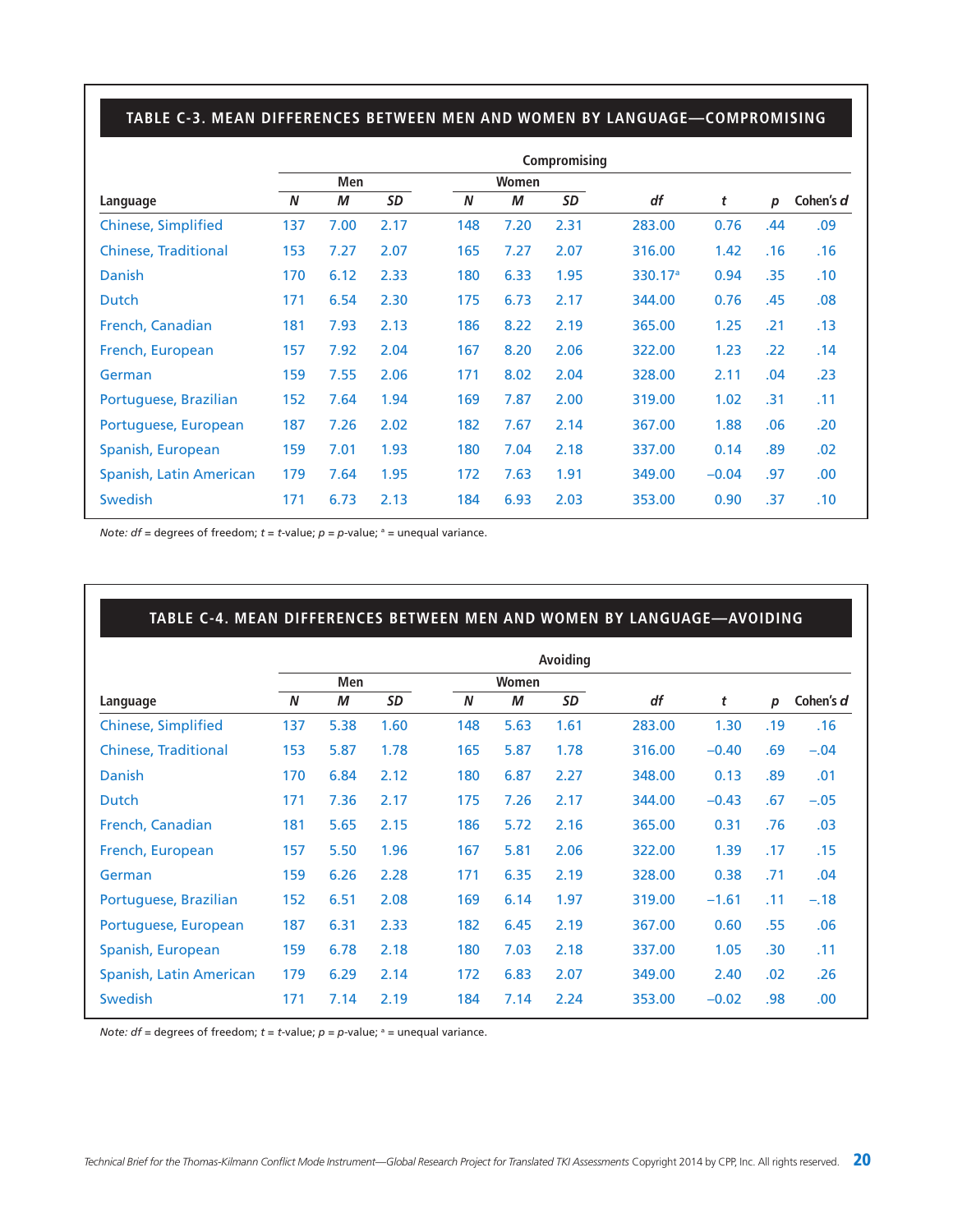### TABLE C-3. MEAN DIFFERENCES BETWEEN MEN AND WOMEN BY LANGUAGE—COMPROMISING

| | Compromising | | | | | | | | | |
|---|---|---|---|---|---|---|---|---|---|---|
| | Men | | | Women | | | | | | |
| Language | *N* | *M* | *SD* | *N* | *M* | *SD* | *df* | *t* | *p* | Cohen's *d* |
| Chinese, Simplified | 137 | 7.00 | 2.17 | 148 | 7.20 | 2.31 | 283.00 | 0.76 | .44 | .09 |
| Chinese, Traditional | 153 | 7.27 | 2.07 | 165 | 7.27 | 2.07 | 316.00 | 1.42 | .16 | .16 |
| Danish | 170 | 6.12 | 2.33 | 180 | 6.33 | 1.95 | 330.17[a] | 0.94 | .35 | .10 |
| Dutch | 171 | 6.54 | 2.30 | 175 | 6.73 | 2.17 | 344.00 | 0.76 | .45 | .08 |
| French, Canadian | 181 | 7.93 | 2.13 | 186 | 8.22 | 2.19 | 365.00 | 1.25 | .21 | .13 |
| French, European | 157 | 7.92 | 2.04 | 167 | 8.20 | 2.06 | 322.00 | 1.23 | .22 | .14 |
| German | 159 | 7.55 | 2.06 | 171 | 8.02 | 2.04 | 328.00 | 2.11 | .04 | .23 |
| Portuguese, Brazilian | 152 | 7.64 | 1.94 | 169 | 7.87 | 2.00 | 319.00 | 1.02 | .31 | .11 |
| Portuguese, European | 187 | 7.26 | 2.02 | 182 | 7.67 | 2.14 | 367.00 | 1.88 | .06 | .20 |
| Spanish, European | 159 | 7.01 | 1.93 | 180 | 7.04 | 2.18 | 337.00 | 0.14 | .89 | .02 |
| Spanish, Latin American | 179 | 7.64 | 1.95 | 172 | 7.63 | 1.91 | 349.00 | −0.04 | .97 | .00 |
| Swedish | 171 | 6.73 | 2.13 | 184 | 6.93 | 2.03 | 353.00 | 0.90 | .37 | .10 |

*Note: df* = degrees of freedom; *t* = *t*-value; *p* = *p*-value; [a] = unequal variance.

### TABLE C-4. MEAN DIFFERENCES BETWEEN MEN AND WOMEN BY LANGUAGE—AVOIDING

| | Avoiding | | | | | | | | | |
|---|---|---|---|---|---|---|---|---|---|---|
| | Men | | | Women | | | | | | |
| Language | *N* | *M* | *SD* | *N* | *M* | *SD* | *df* | *t* | *p* | Cohen's *d* |
| Chinese, Simplified | 137 | 5.38 | 1.60 | 148 | 5.63 | 1.61 | 283.00 | 1.30 | .19 | .16 |
| Chinese, Traditional | 153 | 5.87 | 1.78 | 165 | 5.87 | 1.78 | 316.00 | −0.40 | .69 | −.04 |
| Danish | 170 | 6.84 | 2.12 | 180 | 6.87 | 2.27 | 348.00 | 0.13 | .89 | .01 |
| Dutch | 171 | 7.36 | 2.17 | 175 | 7.26 | 2.17 | 344.00 | −0.43 | .67 | −.05 |
| French, Canadian | 181 | 5.65 | 2.15 | 186 | 5.72 | 2.16 | 365.00 | 0.31 | .76 | .03 |
| French, European | 157 | 5.50 | 1.96 | 167 | 5.81 | 2.06 | 322.00 | 1.39 | .17 | .15 |
| German | 159 | 6.26 | 2.28 | 171 | 6.35 | 2.19 | 328.00 | 0.38 | .71 | .04 |
| Portuguese, Brazilian | 152 | 6.51 | 2.08 | 169 | 6.14 | 1.97 | 319.00 | −1.61 | .11 | −.18 |
| Portuguese, European | 187 | 6.31 | 2.33 | 182 | 6.45 | 2.19 | 367.00 | 0.60 | .55 | .06 |
| Spanish, European | 159 | 6.78 | 2.18 | 180 | 7.03 | 2.18 | 337.00 | 1.05 | .30 | .11 |
| Spanish, Latin American | 179 | 6.29 | 2.14 | 172 | 6.83 | 2.07 | 349.00 | 2.40 | .02 | .26 |
| Swedish | 171 | 7.14 | 2.19 | 184 | 7.14 | 2.24 | 353.00 | −0.02 | .98 | .00 |

*Note: df* = degrees of freedom; *t* = *t*-value; *p* = *p*-value; [a] = unequal variance.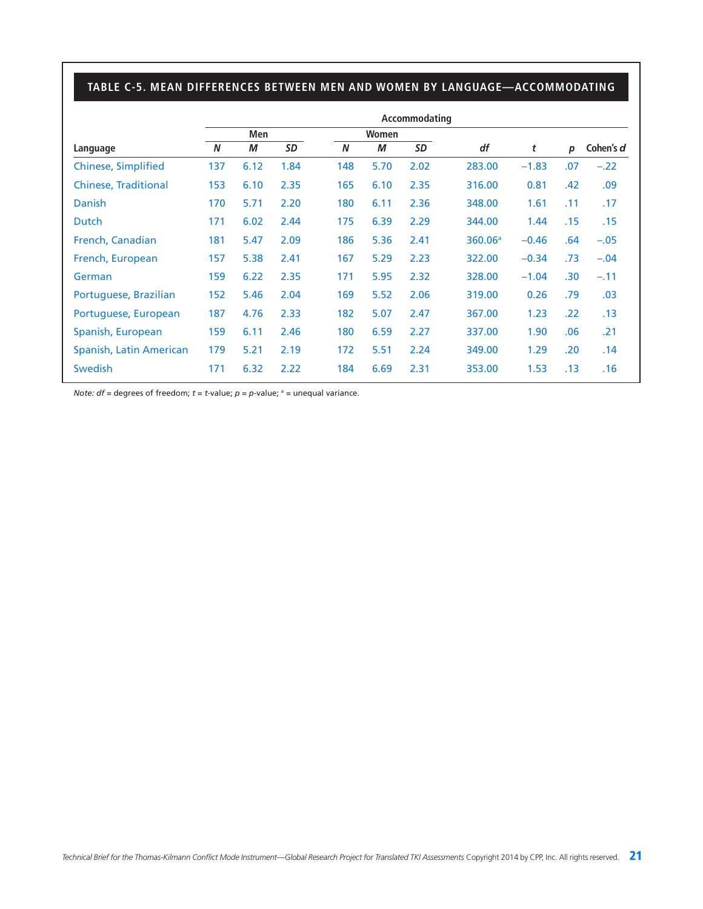## TABLE C-5. MEAN DIFFERENCES BETWEEN MEN AND WOMEN BY LANGUAGE—ACCOMMODATING

| | Accommodating | | | | | | | | | |
|---|---|---|---|---|---|---|---|---|---|---|
| | Men | | | Women | | | | | | |
| Language | *N* | *M* | *SD* | *N* | *M* | *SD* | *df* | *t* | *p* | Cohen's *d* |
| Chinese, Simplified | 137 | 6.12 | 1.84 | 148 | 5.70 | 2.02 | 283.00 | −1.83 | .07 | −.22 |
| Chinese, Traditional | 153 | 6.10 | 2.35 | 165 | 6.10 | 2.35 | 316.00 | 0.81 | .42 | .09 |
| Danish | 170 | 5.71 | 2.20 | 180 | 6.11 | 2.36 | 348.00 | 1.61 | .11 | .17 |
| Dutch | 171 | 6.02 | 2.44 | 175 | 6.39 | 2.29 | 344.00 | 1.44 | .15 | .15 |
| French, Canadian | 181 | 5.47 | 2.09 | 186 | 5.36 | 2.41 | 360.06[a] | −0.46 | .64 | −.05 |
| French, European | 157 | 5.38 | 2.41 | 167 | 5.29 | 2.23 | 322.00 | −0.34 | .73 | −.04 |
| German | 159 | 6.22 | 2.35 | 171 | 5.95 | 2.32 | 328.00 | −1.04 | .30 | −.11 |
| Portuguese, Brazilian | 152 | 5.46 | 2.04 | 169 | 5.52 | 2.06 | 319.00 | 0.26 | .79 | .03 |
| Portuguese, European | 187 | 4.76 | 2.33 | 182 | 5.07 | 2.47 | 367.00 | 1.23 | .22 | .13 |
| Spanish, European | 159 | 6.11 | 2.46 | 180 | 6.59 | 2.27 | 337.00 | 1.90 | .06 | .21 |
| Spanish, Latin American | 179 | 5.21 | 2.19 | 172 | 5.51 | 2.24 | 349.00 | 1.29 | .20 | .14 |
| Swedish | 171 | 6.32 | 2.22 | 184 | 6.69 | 2.31 | 353.00 | 1.53 | .13 | .16 |

*Note: df* = degrees of freedom; *t* = *t*-value; *p* = *p*-value; [a] = unequal variance.